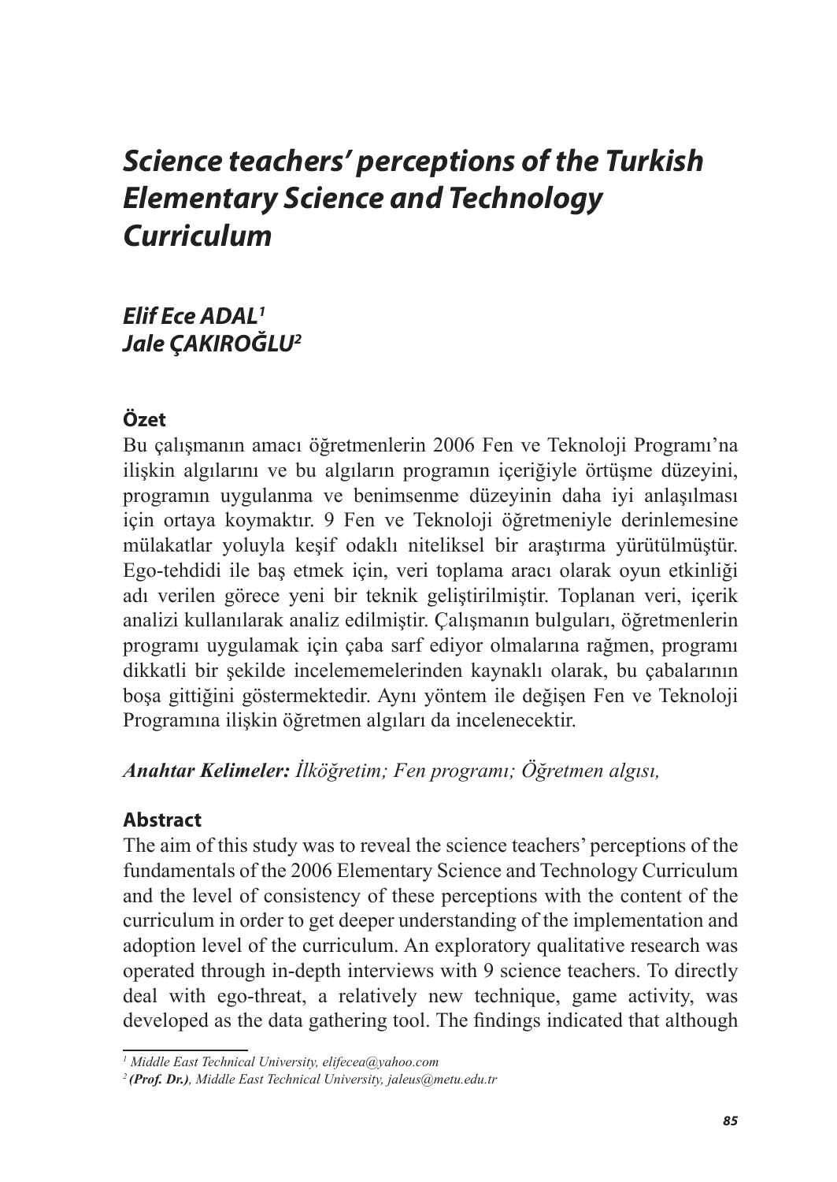# *Science teachers' perceptions of the Turkish Elementary Science and Technology Curriculum*

***Elif Ece ADAL[1]***
***Jale ÇAKIROĞLU[2]***

## Özet

Bu çalışmanın amacı öğretmenlerin 2006 Fen ve Teknoloji Programı'na ilişkin algılarını ve bu algıların programın içeriğiyle örtüşme düzeyini, programın uygulanma ve benimsenme düzeyinin daha iyi anlaşılması için ortaya koymaktır. 9 Fen ve Teknoloji öğretmeniyle derinlemesine mülakatlar yoluyla keşif odaklı niteliksel bir araştırma yürütülmüştür. Ego-tehdidi ile baş etmek için, veri toplama aracı olarak oyun etkinliği adı verilen görece yeni bir teknik geliştirilmiştir. Toplanan veri, içerik analizi kullanılarak analiz edilmiştir. Çalışmanın bulguları, öğretmenlerin programı uygulamak için çaba sarf ediyor olmalarına rağmen, programı dikkatli bir şekilde incelememelerinden kaynaklı olarak, bu çabalarının boşa gittiğini göstermektedir. Aynı yöntem ile değişen Fen ve Teknoloji Programına ilişkin öğretmen algıları da incelenecektir.

***Anahtar Kelimeler:*** *İlköğretim; Fen programı; Öğretmen algısı,*

## Abstract

The aim of this study was to reveal the science teachers' perceptions of the fundamentals of the 2006 Elementary Science and Technology Curriculum and the level of consistency of these perceptions with the content of the curriculum in order to get deeper understanding of the implementation and adoption level of the curriculum. An exploratory qualitative research was operated through in-depth interviews with 9 science teachers. To directly deal with ego-threat, a relatively new technique, game activity, was developed as the data gathering tool. The findings indicated that although

---

[1] *Middle East Technical University, elifecea@yahoo.com*

[2] ***(Prof. Dr.)****, Middle East Technical University, jaleus@metu.edu.tr*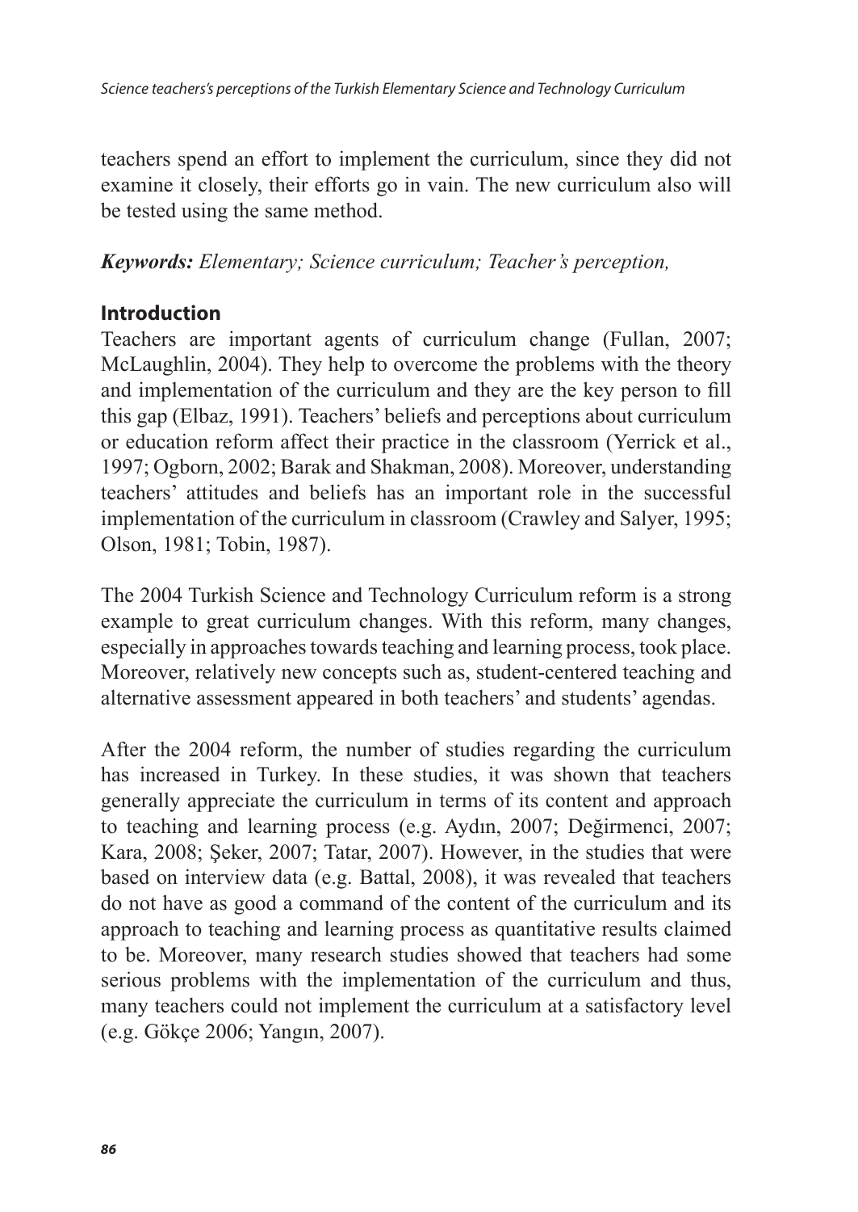teachers spend an effort to implement the curriculum, since they did not examine it closely, their efforts go in vain. The new curriculum also will be tested using the same method.

***Keywords:*** *Elementary; Science curriculum; Teacher's perception,*

## Introduction

Teachers are important agents of curriculum change (Fullan, 2007; McLaughlin, 2004). They help to overcome the problems with the theory and implementation of the curriculum and they are the key person to fill this gap (Elbaz, 1991). Teachers' beliefs and perceptions about curriculum or education reform affect their practice in the classroom (Yerrick et al., 1997; Ogborn, 2002; Barak and Shakman, 2008). Moreover, understanding teachers' attitudes and beliefs has an important role in the successful implementation of the curriculum in classroom (Crawley and Salyer, 1995; Olson, 1981; Tobin, 1987).

The 2004 Turkish Science and Technology Curriculum reform is a strong example to great curriculum changes. With this reform, many changes, especially in approaches towards teaching and learning process, took place. Moreover, relatively new concepts such as, student-centered teaching and alternative assessment appeared in both teachers' and students' agendas.

After the 2004 reform, the number of studies regarding the curriculum has increased in Turkey. In these studies, it was shown that teachers generally appreciate the curriculum in terms of its content and approach to teaching and learning process (e.g. Aydın, 2007; Değirmenci, 2007; Kara, 2008; Şeker, 2007; Tatar, 2007). However, in the studies that were based on interview data (e.g. Battal, 2008), it was revealed that teachers do not have as good a command of the content of the curriculum and its approach to teaching and learning process as quantitative results claimed to be. Moreover, many research studies showed that teachers had some serious problems with the implementation of the curriculum and thus, many teachers could not implement the curriculum at a satisfactory level (e.g. Gökçe 2006; Yangın, 2007).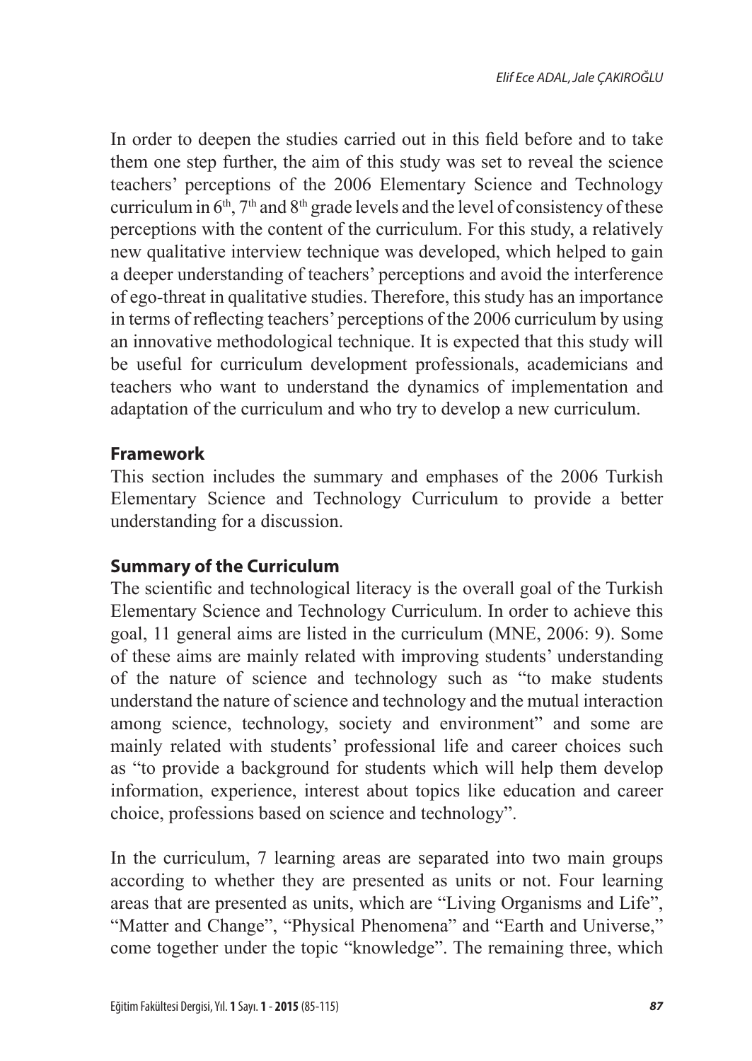In order to deepen the studies carried out in this field before and to take them one step further, the aim of this study was set to reveal the science teachers' perceptions of the 2006 Elementary Science and Technology curriculum in $6^{th}$, $7^{th}$ and $8^{th}$ grade levels and the level of consistency of these perceptions with the content of the curriculum. For this study, a relatively new qualitative interview technique was developed, which helped to gain a deeper understanding of teachers' perceptions and avoid the interference of ego-threat in qualitative studies. Therefore, this study has an importance in terms of reflecting teachers' perceptions of the 2006 curriculum by using an innovative methodological technique. It is expected that this study will be useful for curriculum development professionals, academicians and teachers who want to understand the dynamics of implementation and adaptation of the curriculum and who try to develop a new curriculum.

## Framework

This section includes the summary and emphases of the 2006 Turkish Elementary Science and Technology Curriculum to provide a better understanding for a discussion.

## Summary of the Curriculum

The scientific and technological literacy is the overall goal of the Turkish Elementary Science and Technology Curriculum. In order to achieve this goal, 11 general aims are listed in the curriculum (MNE, 2006: 9). Some of these aims are mainly related with improving students' understanding of the nature of science and technology such as "to make students understand the nature of science and technology and the mutual interaction among science, technology, society and environment" and some are mainly related with students' professional life and career choices such as "to provide a background for students which will help them develop information, experience, interest about topics like education and career choice, professions based on science and technology".

In the curriculum, 7 learning areas are separated into two main groups according to whether they are presented as units or not. Four learning areas that are presented as units, which are "Living Organisms and Life", "Matter and Change", "Physical Phenomena" and "Earth and Universe," come together under the topic "knowledge". The remaining three, which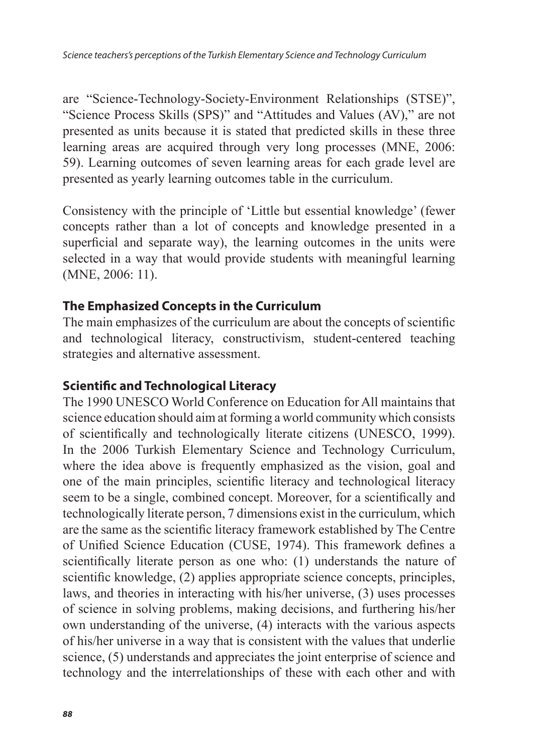are "Science-Technology-Society-Environment Relationships (STSE)", "Science Process Skills (SPS)" and "Attitudes and Values (AV)," are not presented as units because it is stated that predicted skills in these three learning areas are acquired through very long processes (MNE, 2006: 59). Learning outcomes of seven learning areas for each grade level are presented as yearly learning outcomes table in the curriculum.

Consistency with the principle of 'Little but essential knowledge' (fewer concepts rather than a lot of concepts and knowledge presented in a superficial and separate way), the learning outcomes in the units were selected in a way that would provide students with meaningful learning (MNE, 2006: 11).

## The Emphasized Concepts in the Curriculum

The main emphasizes of the curriculum are about the concepts of scientific and technological literacy, constructivism, student-centered teaching strategies and alternative assessment.

## Scientific and Technological Literacy

The 1990 UNESCO World Conference on Education for All maintains that science education should aim at forming a world community which consists of scientifically and technologically literate citizens (UNESCO, 1999). In the 2006 Turkish Elementary Science and Technology Curriculum, where the idea above is frequently emphasized as the vision, goal and one of the main principles, scientific literacy and technological literacy seem to be a single, combined concept. Moreover, for a scientifically and technologically literate person, 7 dimensions exist in the curriculum, which are the same as the scientific literacy framework established by The Centre of Unified Science Education (CUSE, 1974). This framework defines a scientifically literate person as one who: (1) understands the nature of scientific knowledge, (2) applies appropriate science concepts, principles, laws, and theories in interacting with his/her universe, (3) uses processes of science in solving problems, making decisions, and furthering his/her own understanding of the universe, (4) interacts with the various aspects of his/her universe in a way that is consistent with the values that underlie science, (5) understands and appreciates the joint enterprise of science and technology and the interrelationships of these with each other and with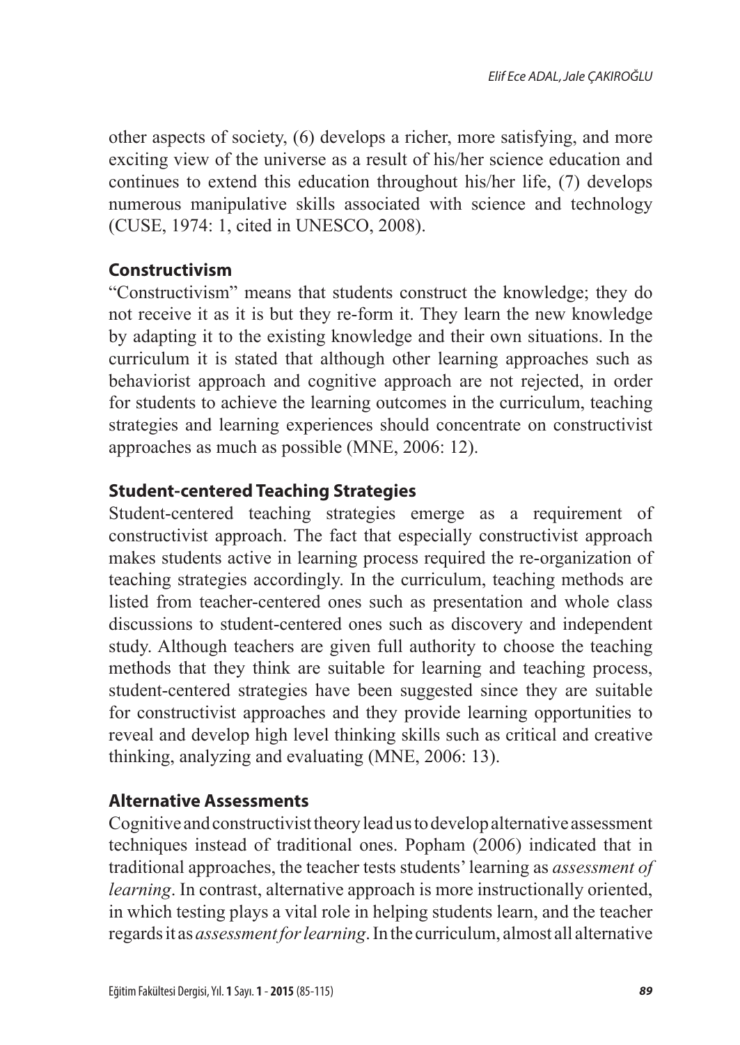other aspects of society, (6) develops a richer, more satisfying, and more exciting view of the universe as a result of his/her science education and continues to extend this education throughout his/her life, (7) develops numerous manipulative skills associated with science and technology (CUSE, 1974: 1, cited in UNESCO, 2008).

## Constructivism

"Constructivism" means that students construct the knowledge; they do not receive it as it is but they re-form it. They learn the new knowledge by adapting it to the existing knowledge and their own situations. In the curriculum it is stated that although other learning approaches such as behaviorist approach and cognitive approach are not rejected, in order for students to achieve the learning outcomes in the curriculum, teaching strategies and learning experiences should concentrate on constructivist approaches as much as possible (MNE, 2006: 12).

## Student-centered Teaching Strategies

Student-centered teaching strategies emerge as a requirement of constructivist approach. The fact that especially constructivist approach makes students active in learning process required the re-organization of teaching strategies accordingly. In the curriculum, teaching methods are listed from teacher-centered ones such as presentation and whole class discussions to student-centered ones such as discovery and independent study. Although teachers are given full authority to choose the teaching methods that they think are suitable for learning and teaching process, student-centered strategies have been suggested since they are suitable for constructivist approaches and they provide learning opportunities to reveal and develop high level thinking skills such as critical and creative thinking, analyzing and evaluating (MNE, 2006: 13).

## Alternative Assessments

Cognitive and constructivist theory lead us to develop alternative assessment techniques instead of traditional ones. Popham (2006) indicated that in traditional approaches, the teacher tests students' learning as *assessment of learning*. In contrast, alternative approach is more instructionally oriented, in which testing plays a vital role in helping students learn, and the teacher regards it as *assessment for learning*. In the curriculum, almost all alternative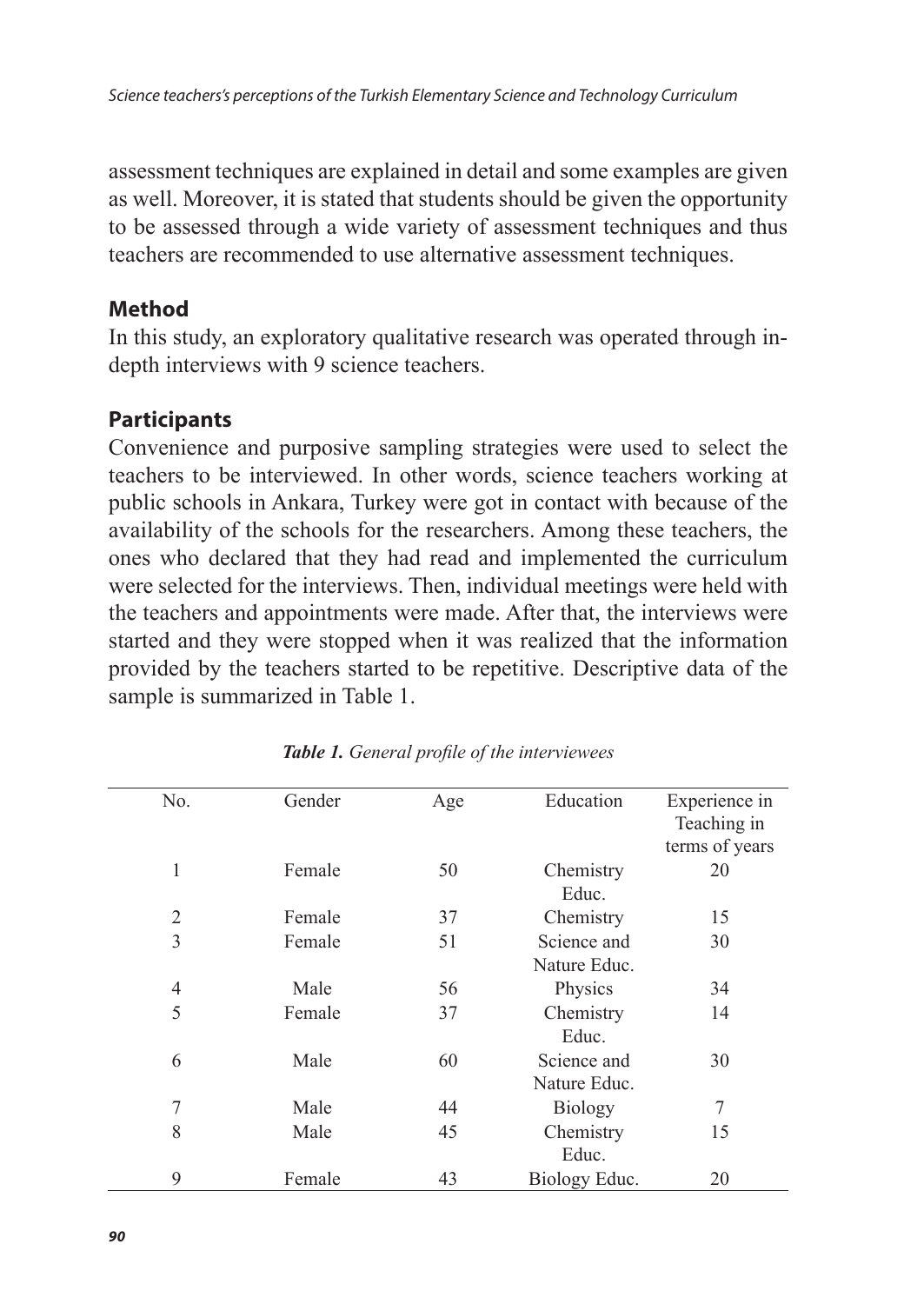assessment techniques are explained in detail and some examples are given as well. Moreover, it is stated that students should be given the opportunity to be assessed through a wide variety of assessment techniques and thus teachers are recommended to use alternative assessment techniques.

## Method

In this study, an exploratory qualitative research was operated through in-depth interviews with 9 science teachers.

## Participants

Convenience and purposive sampling strategies were used to select the teachers to be interviewed. In other words, science teachers working at public schools in Ankara, Turkey were got in contact with because of the availability of the schools for the researchers. Among these teachers, the ones who declared that they had read and implemented the curriculum were selected for the interviews. Then, individual meetings were held with the teachers and appointments were made. After that, the interviews were started and they were stopped when it was realized that the information provided by the teachers started to be repetitive. Descriptive data of the sample is summarized in Table 1.

***Table 1.*** *General profile of the interviewees*

| No. | Gender | Age | Education | Experience in Teaching in terms of years |
|---|---|---|---|---|
| 1 | Female | 50 | Chemistry Educ. | 20 |
| 2 | Female | 37 | Chemistry | 15 |
| 3 | Female | 51 | Science and Nature Educ. | 30 |
| 4 | Male | 56 | Physics | 34 |
| 5 | Female | 37 | Chemistry Educ. | 14 |
| 6 | Male | 60 | Science and Nature Educ. | 30 |
| 7 | Male | 44 | Biology | 7 |
| 8 | Male | 45 | Chemistry Educ. | 15 |
| 9 | Female | 43 | Biology Educ. | 20 |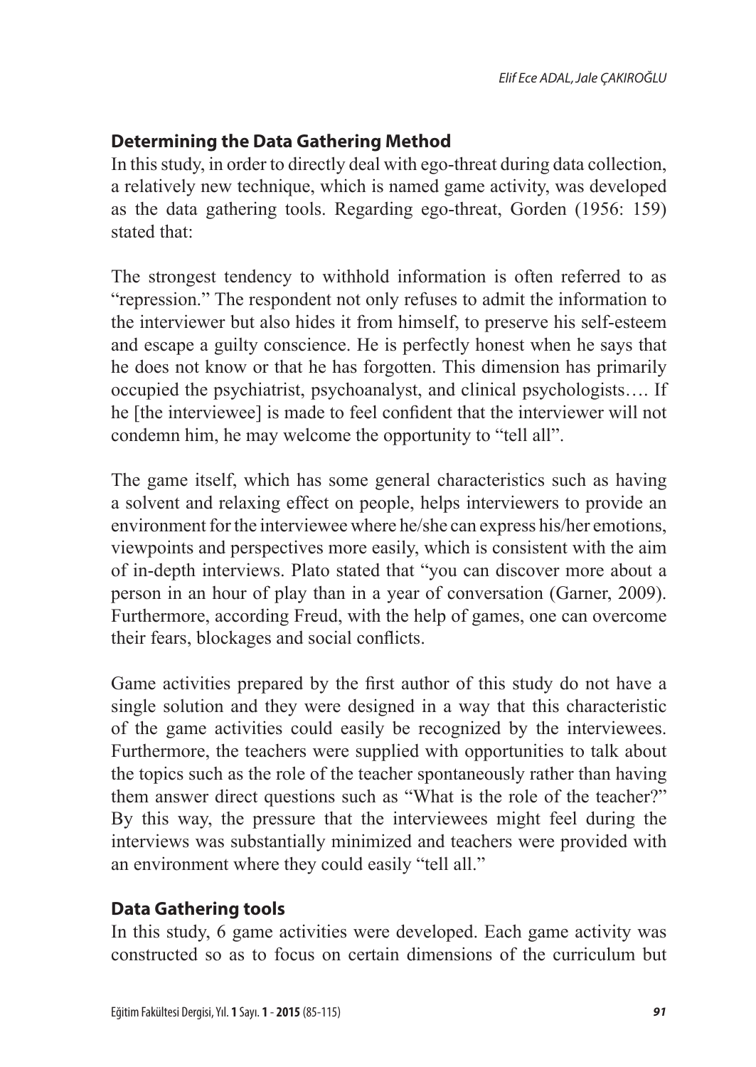## Determining the Data Gathering Method

In this study, in order to directly deal with ego-threat during data collection, a relatively new technique, which is named game activity, was developed as the data gathering tools. Regarding ego-threat, Gorden (1956: 159) stated that:

The strongest tendency to withhold information is often referred to as "repression." The respondent not only refuses to admit the information to the interviewer but also hides it from himself, to preserve his self-esteem and escape a guilty conscience. He is perfectly honest when he says that he does not know or that he has forgotten. This dimension has primarily occupied the psychiatrist, psychoanalyst, and clinical psychologists…. If he [the interviewee] is made to feel confident that the interviewer will not condemn him, he may welcome the opportunity to "tell all".

The game itself, which has some general characteristics such as having a solvent and relaxing effect on people, helps interviewers to provide an environment for the interviewee where he/she can express his/her emotions, viewpoints and perspectives more easily, which is consistent with the aim of in-depth interviews. Plato stated that "you can discover more about a person in an hour of play than in a year of conversation (Garner, 2009). Furthermore, according Freud, with the help of games, one can overcome their fears, blockages and social conflicts.

Game activities prepared by the first author of this study do not have a single solution and they were designed in a way that this characteristic of the game activities could easily be recognized by the interviewees. Furthermore, the teachers were supplied with opportunities to talk about the topics such as the role of the teacher spontaneously rather than having them answer direct questions such as "What is the role of the teacher?" By this way, the pressure that the interviewees might feel during the interviews was substantially minimized and teachers were provided with an environment where they could easily "tell all."

## Data Gathering tools

In this study, 6 game activities were developed. Each game activity was constructed so as to focus on certain dimensions of the curriculum but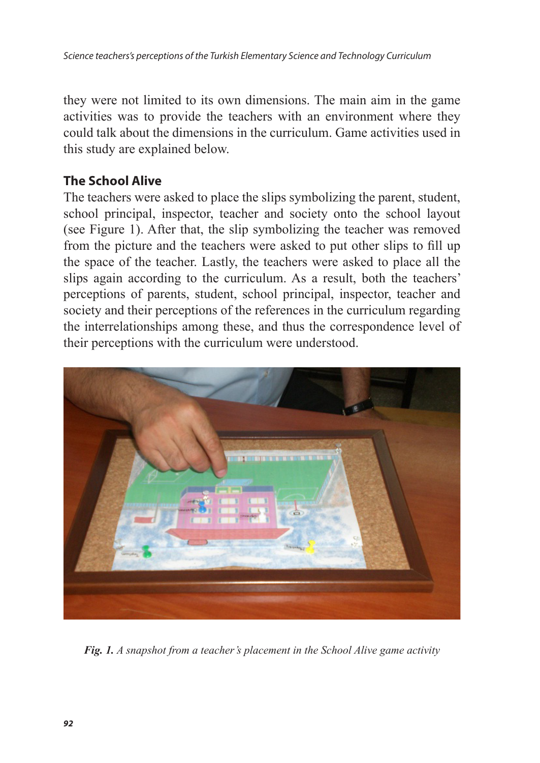they were not limited to its own dimensions. The main aim in the game activities was to provide the teachers with an environment where they could talk about the dimensions in the curriculum. Game activities used in this study are explained below.

## The School Alive

The teachers were asked to place the slips symbolizing the parent, student, school principal, inspector, teacher and society onto the school layout (see Figure 1). After that, the slip symbolizing the teacher was removed from the picture and the teachers were asked to put other slips to fill up the space of the teacher. Lastly, the teachers were asked to place all the slips again according to the curriculum. As a result, both the teachers' perceptions of parents, student, school principal, inspector, teacher and society and their perceptions of the references in the curriculum regarding the interrelationships among these, and thus the correspondence level of their perceptions with the curriculum were understood.

***Fig. 1.*** *A snapshot from a teacher's placement in the School Alive game activity*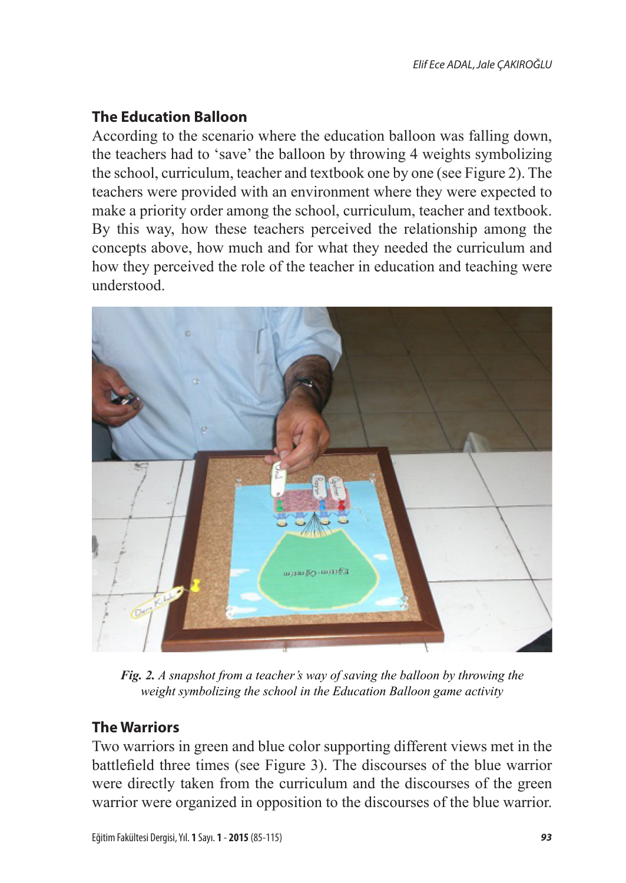## The Education Balloon

According to the scenario where the education balloon was falling down, the teachers had to 'save' the balloon by throwing 4 weights symbolizing the school, curriculum, teacher and textbook one by one (see Figure 2). The teachers were provided with an environment where they were expected to make a priority order among the school, curriculum, teacher and textbook. By this way, how these teachers perceived the relationship among the concepts above, how much and for what they needed the curriculum and how they perceived the role of the teacher in education and teaching were understood.

***Fig. 2.*** *A snapshot from a teacher's way of saving the balloon by throwing the weight symbolizing the school in the Education Balloon game activity*

## The Warriors

Two warriors in green and blue color supporting different views met in the battlefield three times (see Figure 3). The discourses of the blue warrior were directly taken from the curriculum and the discourses of the green warrior were organized in opposition to the discourses of the blue warrior.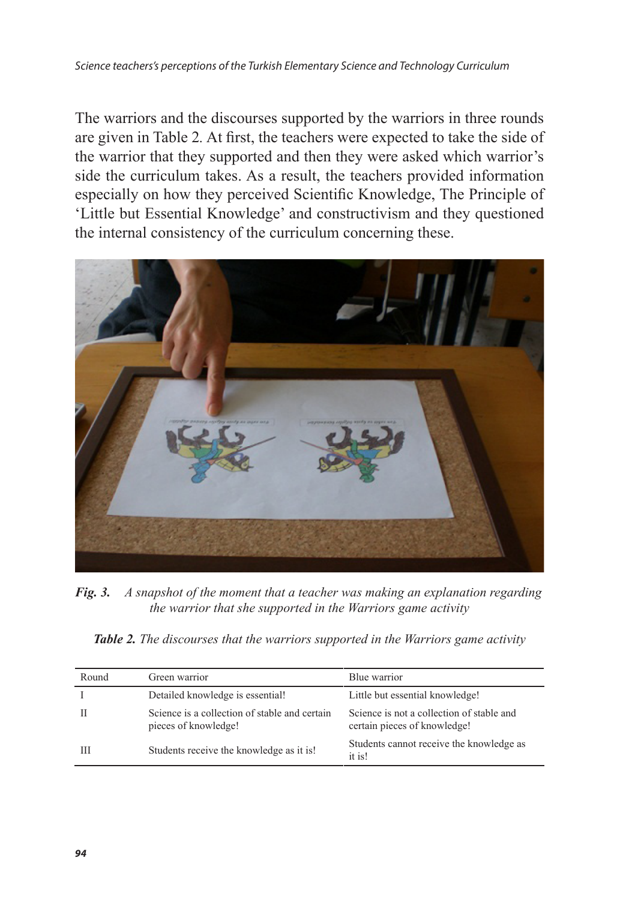The warriors and the discourses supported by the warriors in three rounds are given in Table 2. At first, the teachers were expected to take the side of the warrior that they supported and then they were asked which warrior's side the curriculum takes. As a result, the teachers provided information especially on how they perceived Scientific Knowledge, The Principle of 'Little but Essential Knowledge' and constructivism and they questioned the internal consistency of the curriculum concerning these.

***Fig. 3.*** *A snapshot of the moment that a teacher was making an explanation regarding the warrior that she supported in the Warriors game activity*

***Table 2.*** *The discourses that the warriors supported in the Warriors game activity*

| Round | Green warrior | Blue warrior |
|---|---|---|
| I | Detailed knowledge is essential! | Little but essential knowledge! |
| II | Science is a collection of stable and certain pieces of knowledge! | Science is not a collection of stable and certain pieces of knowledge! |
| III | Students receive the knowledge as it is! | Students cannot receive the knowledge as it is! |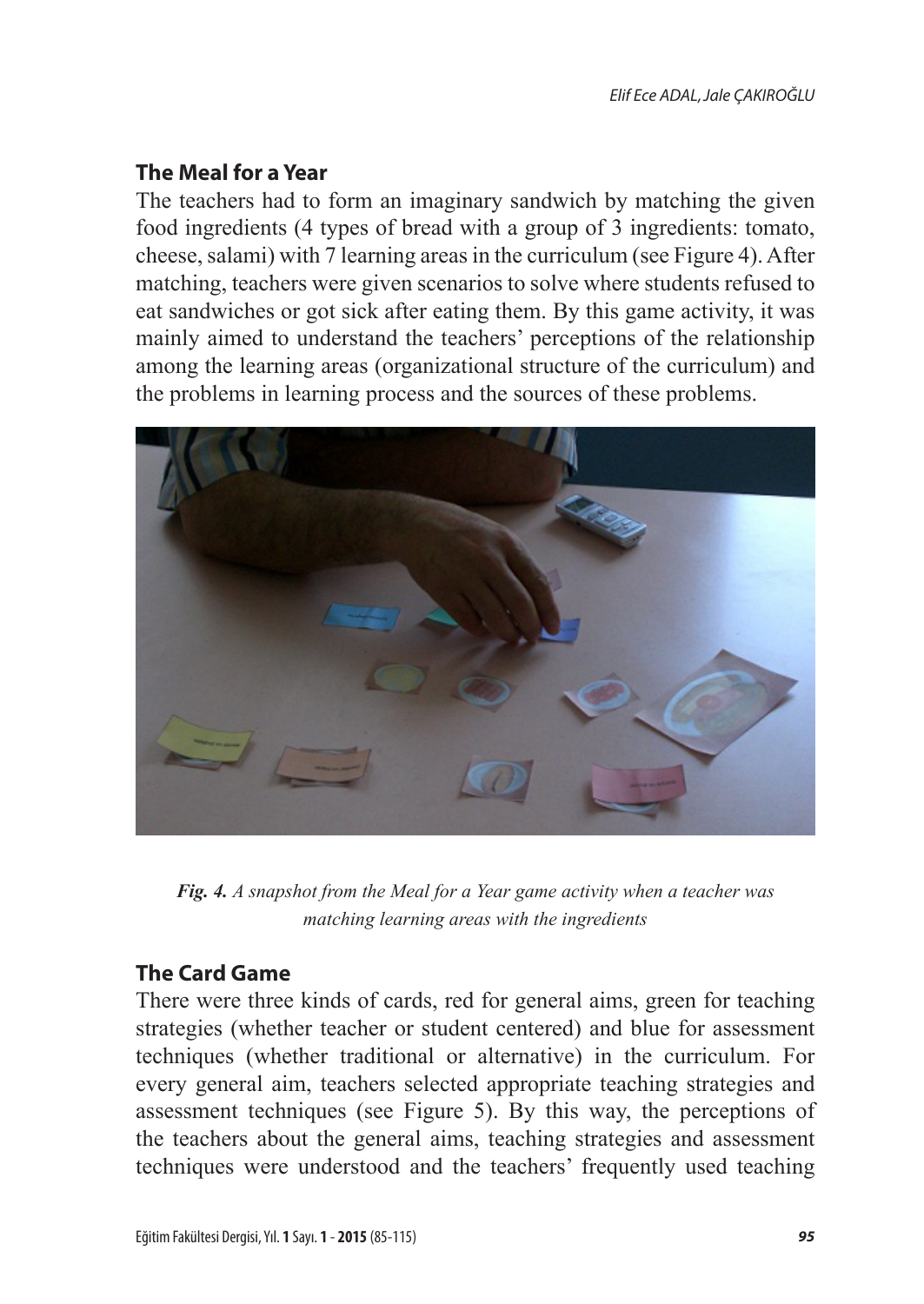## The Meal for a Year

The teachers had to form an imaginary sandwich by matching the given food ingredients (4 types of bread with a group of 3 ingredients: tomato, cheese, salami) with 7 learning areas in the curriculum (see Figure 4). After matching, teachers were given scenarios to solve where students refused to eat sandwiches or got sick after eating them. By this game activity, it was mainly aimed to understand the teachers' perceptions of the relationship among the learning areas (organizational structure of the curriculum) and the problems in learning process and the sources of these problems.

***Fig. 4.*** *A snapshot from the Meal for a Year game activity when a teacher was matching learning areas with the ingredients*

## The Card Game

There were three kinds of cards, red for general aims, green for teaching strategies (whether teacher or student centered) and blue for assessment techniques (whether traditional or alternative) in the curriculum. For every general aim, teachers selected appropriate teaching strategies and assessment techniques (see Figure 5). By this way, the perceptions of the teachers about the general aims, teaching strategies and assessment techniques were understood and the teachers' frequently used teaching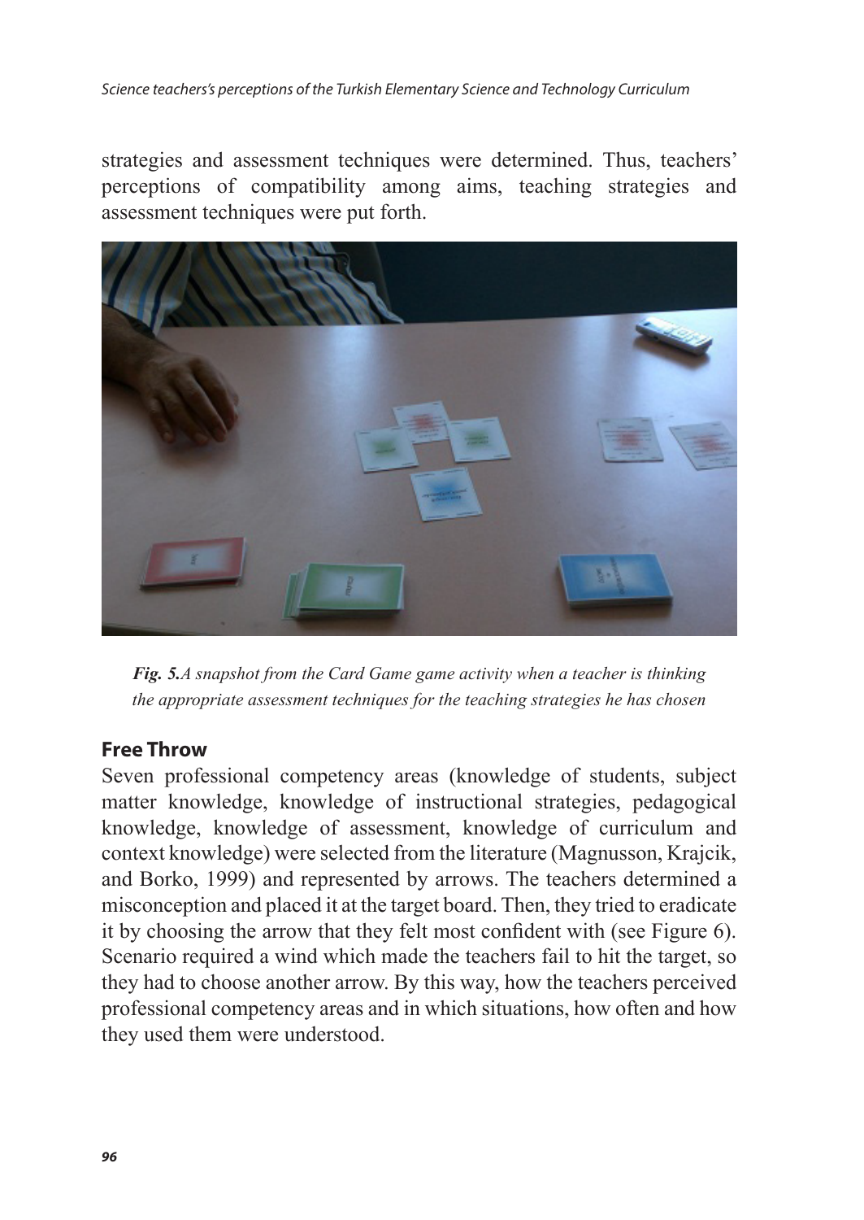strategies and assessment techniques were determined. Thus, teachers' perceptions of compatibility among aims, teaching strategies and assessment techniques were put forth.

***Fig. 5.****A snapshot from the Card Game game activity when a teacher is thinking the appropriate assessment techniques for the teaching strategies he has chosen*

## Free Throw

Seven professional competency areas (knowledge of students, subject matter knowledge, knowledge of instructional strategies, pedagogical knowledge, knowledge of assessment, knowledge of curriculum and context knowledge) were selected from the literature (Magnusson, Krajcik, and Borko, 1999) and represented by arrows. The teachers determined a misconception and placed it at the target board. Then, they tried to eradicate it by choosing the arrow that they felt most confident with (see Figure 6). Scenario required a wind which made the teachers fail to hit the target, so they had to choose another arrow. By this way, how the teachers perceived professional competency areas and in which situations, how often and how they used them were understood.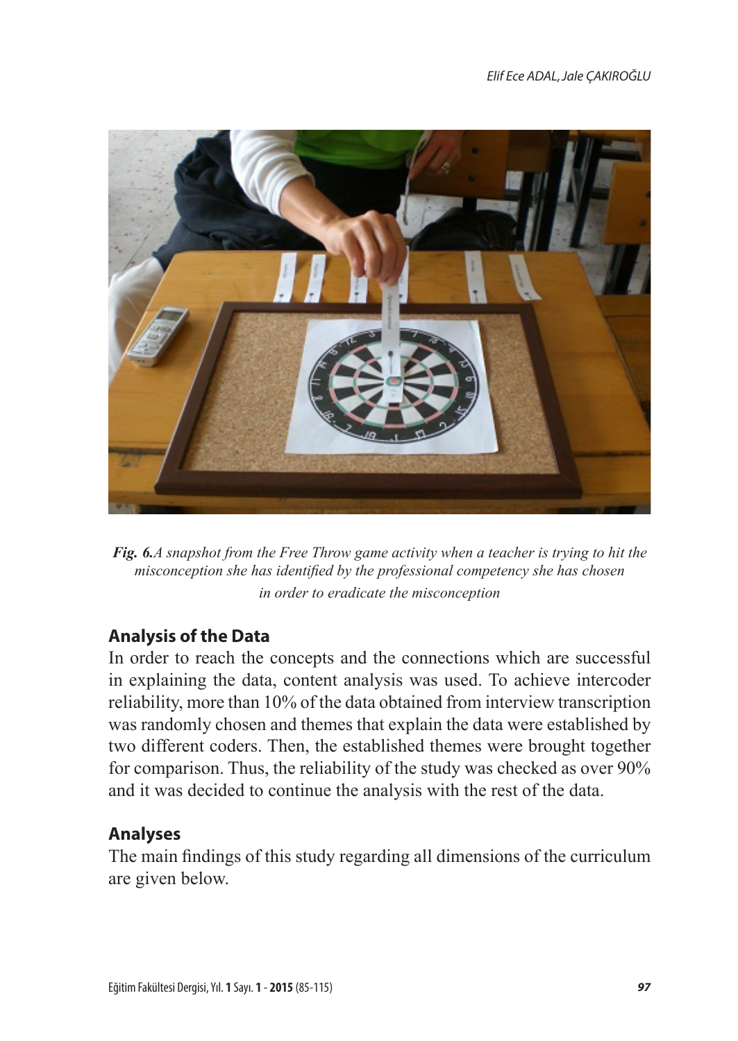*Fig. 6.A snapshot from the Free Throw game activity when a teacher is trying to hit the misconception she has identified by the professional competency she has chosen in order to eradicate the misconception*

## Analysis of the Data

In order to reach the concepts and the connections which are successful in explaining the data, content analysis was used. To achieve intercoder reliability, more than 10% of the data obtained from interview transcription was randomly chosen and themes that explain the data were established by two different coders. Then, the established themes were brought together for comparison. Thus, the reliability of the study was checked as over 90% and it was decided to continue the analysis with the rest of the data.

## Analyses

The main findings of this study regarding all dimensions of the curriculum are given below.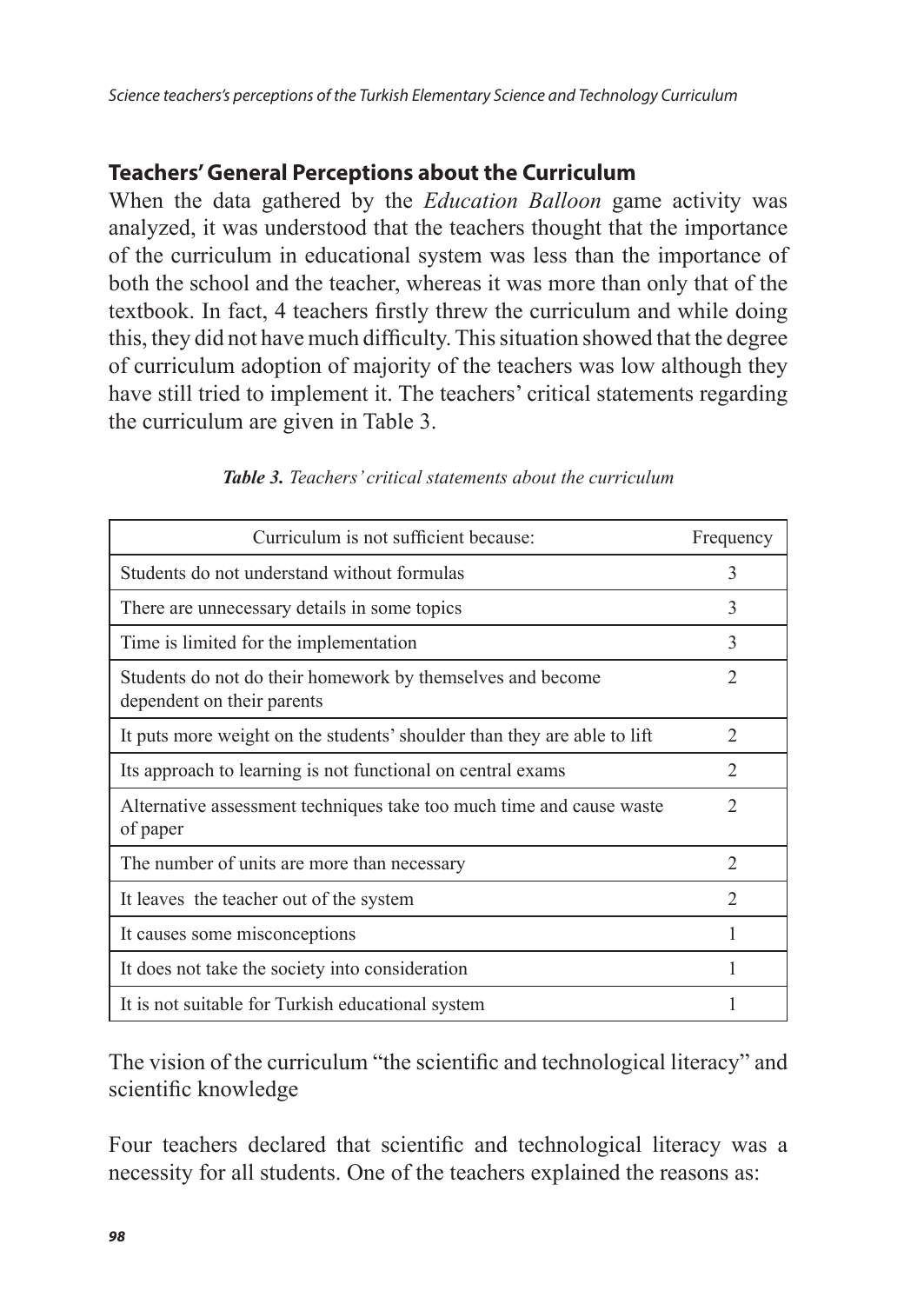## Teachers' General Perceptions about the Curriculum

When the data gathered by the *Education Balloon* game activity was analyzed, it was understood that the teachers thought that the importance of the curriculum in educational system was less than the importance of both the school and the teacher, whereas it was more than only that of the textbook. In fact, 4 teachers firstly threw the curriculum and while doing this, they did not have much difficulty. This situation showed that the degree of curriculum adoption of majority of the teachers was low although they have still tried to implement it. The teachers' critical statements regarding the curriculum are given in Table 3.

***Table 3.*** *Teachers' critical statements about the curriculum*

| Curriculum is not sufficient because: | Frequency |
|---|---|
| Students do not understand without formulas | 3 |
| There are unnecessary details in some topics | 3 |
| Time is limited for the implementation | 3 |
| Students do not do their homework by themselves and become dependent on their parents | 2 |
| It puts more weight on the students' shoulder than they are able to lift | 2 |
| Its approach to learning is not functional on central exams | 2 |
| Alternative assessment techniques take too much time and cause waste of paper | 2 |
| The number of units are more than necessary | 2 |
| It leaves the teacher out of the system | 2 |
| It causes some misconceptions | 1 |
| It does not take the society into consideration | 1 |
| It is not suitable for Turkish educational system | 1 |

The vision of the curriculum "the scientific and technological literacy" and scientific knowledge

Four teachers declared that scientific and technological literacy was a necessity for all students. One of the teachers explained the reasons as: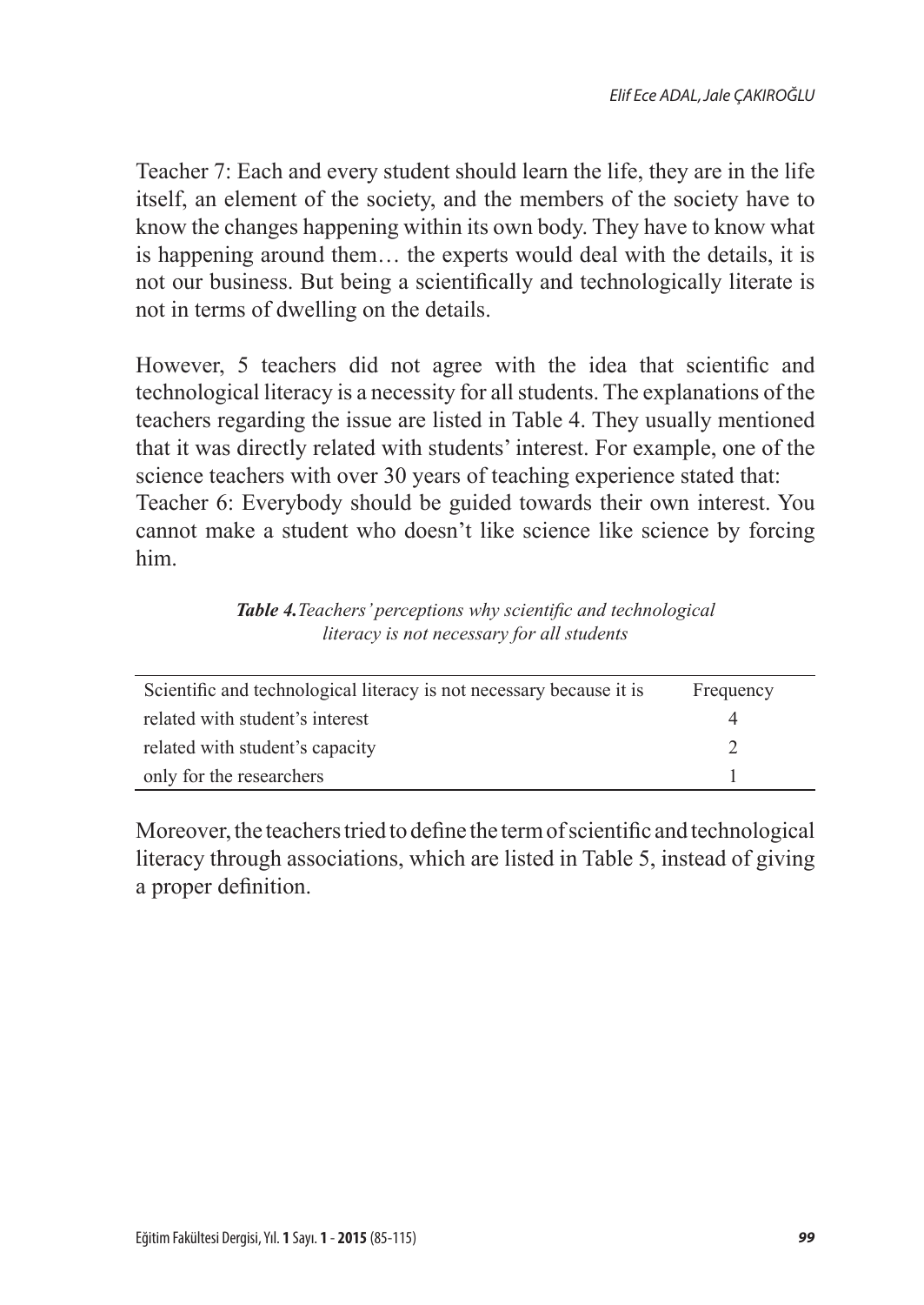Teacher 7: Each and every student should learn the life, they are in the life itself, an element of the society, and the members of the society have to know the changes happening within its own body. They have to know what is happening around them… the experts would deal with the details, it is not our business. But being a scientifically and technologically literate is not in terms of dwelling on the details.

However, 5 teachers did not agree with the idea that scientific and technological literacy is a necessity for all students. The explanations of the teachers regarding the issue are listed in Table 4. They usually mentioned that it was directly related with students' interest. For example, one of the science teachers with over 30 years of teaching experience stated that:
Teacher 6: Everybody should be guided towards their own interest. You cannot make a student who doesn't like science like science by forcing him.

***Table 4.****Teachers' perceptions why scientific and technological literacy is not necessary for all students*

| Scientific and technological literacy is not necessary because it is | Frequency |
|---|---|
| related with student's interest | 4 |
| related with student's capacity | 2 |
| only for the researchers | 1 |

Moreover, the teachers tried to define the term of scientific and technological literacy through associations, which are listed in Table 5, instead of giving a proper definition.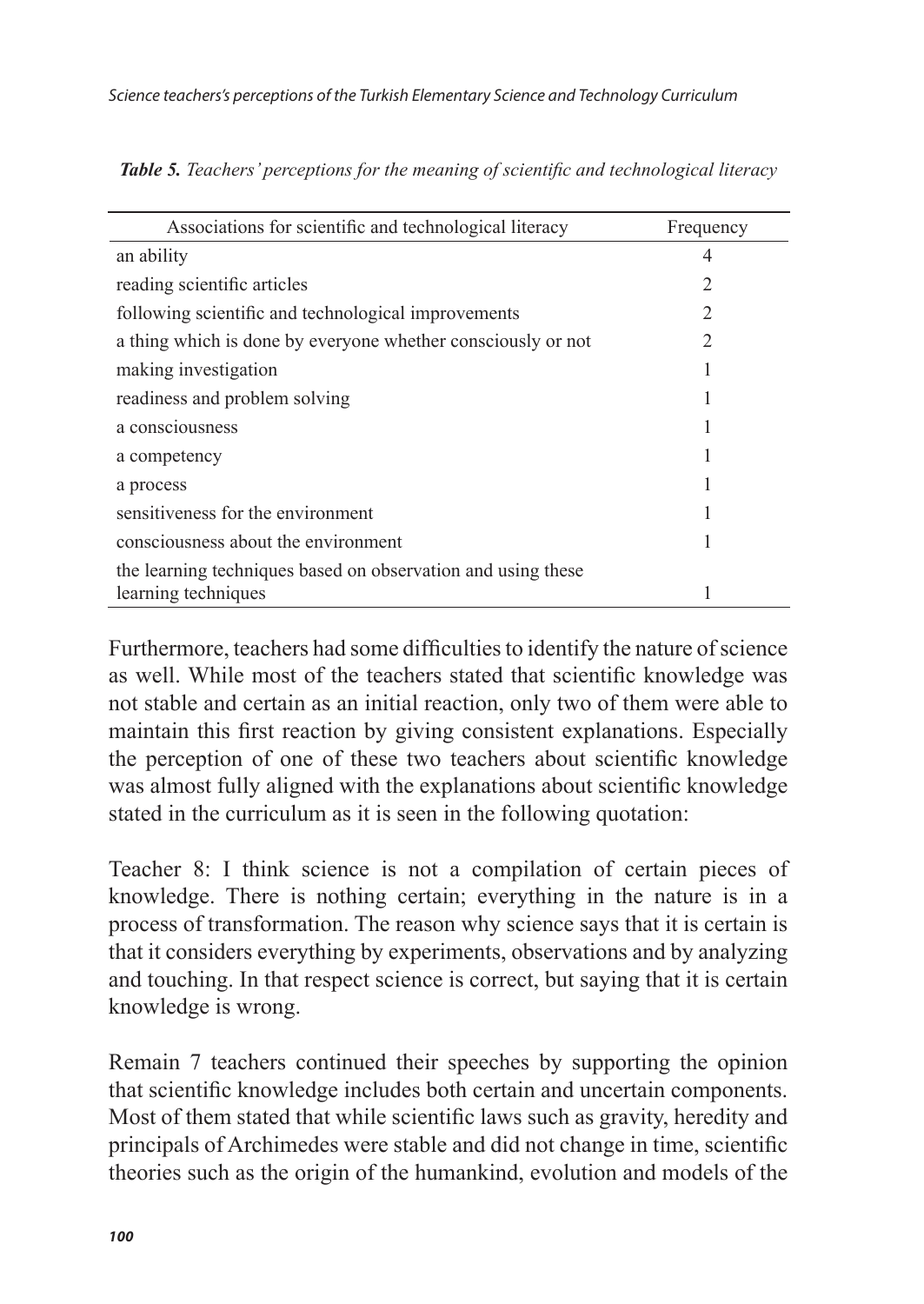***Table 5.*** *Teachers' perceptions for the meaning of scientific and technological literacy*

| Associations for scientific and technological literacy | Frequency |
|---|---|
| an ability | 4 |
| reading scientific articles | 2 |
| following scientific and technological improvements | 2 |
| a thing which is done by everyone whether consciously or not | 2 |
| making investigation | 1 |
| readiness and problem solving | 1 |
| a consciousness | 1 |
| a competency | 1 |
| a process | 1 |
| sensitiveness for the environment | 1 |
| consciousness about the environment | 1 |
| the learning techniques based on observation and using these learning techniques | 1 |

Furthermore, teachers had some difficulties to identify the nature of science as well. While most of the teachers stated that scientific knowledge was not stable and certain as an initial reaction, only two of them were able to maintain this first reaction by giving consistent explanations. Especially the perception of one of these two teachers about scientific knowledge was almost fully aligned with the explanations about scientific knowledge stated in the curriculum as it is seen in the following quotation:

Teacher 8: I think science is not a compilation of certain pieces of knowledge. There is nothing certain; everything in the nature is in a process of transformation. The reason why science says that it is certain is that it considers everything by experiments, observations and by analyzing and touching. In that respect science is correct, but saying that it is certain knowledge is wrong.

Remain 7 teachers continued their speeches by supporting the opinion that scientific knowledge includes both certain and uncertain components. Most of them stated that while scientific laws such as gravity, heredity and principals of Archimedes were stable and did not change in time, scientific theories such as the origin of the humankind, evolution and models of the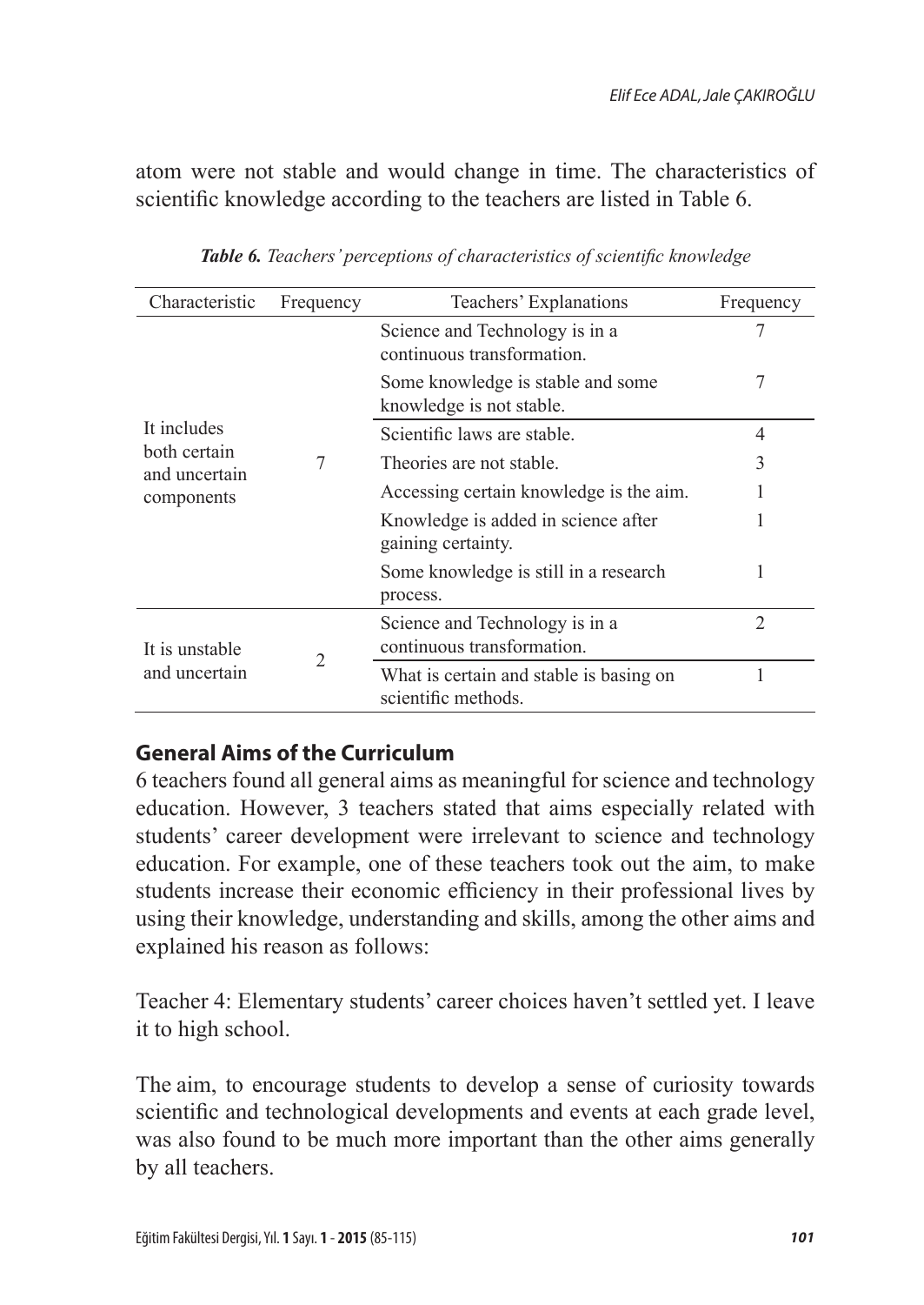atom were not stable and would change in time. The characteristics of scientific knowledge according to the teachers are listed in Table 6.

***Table 6.*** *Teachers' perceptions of characteristics of scientific knowledge*

| Characteristic | Frequency | Teachers' Explanations | Frequency |
|---|---|---|---|
| It includes both certain and uncertain components | 7 | Science and Technology is in a continuous transformation. | 7 |
| | | Some knowledge is stable and some knowledge is not stable. | 7 |
| | | Scientific laws are stable. | 4 |
| | | Theories are not stable. | 3 |
| | | Accessing certain knowledge is the aim. | 1 |
| | | Knowledge is added in science after gaining certainty. | 1 |
| | | Some knowledge is still in a research process. | 1 |
| It is unstable and uncertain | 2 | Science and Technology is in a continuous transformation. | 2 |
| | | What is certain and stable is basing on scientific methods. | 1 |

## General Aims of the Curriculum

6 teachers found all general aims as meaningful for science and technology education. However, 3 teachers stated that aims especially related with students' career development were irrelevant to science and technology education. For example, one of these teachers took out the aim, to make students increase their economic efficiency in their professional lives by using their knowledge, understanding and skills, among the other aims and explained his reason as follows:

Teacher 4: Elementary students' career choices haven't settled yet. I leave it to high school.

The aim, to encourage students to develop a sense of curiosity towards scientific and technological developments and events at each grade level, was also found to be much more important than the other aims generally by all teachers.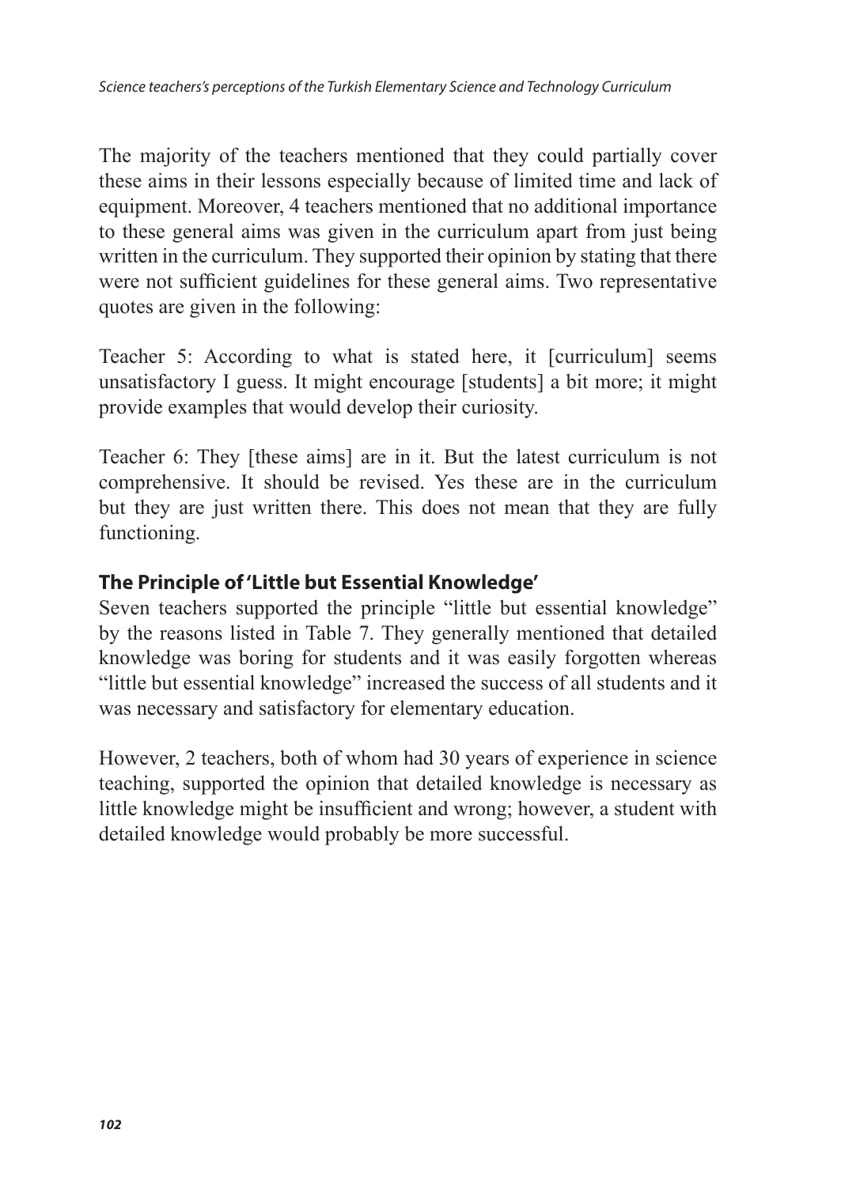The majority of the teachers mentioned that they could partially cover these aims in their lessons especially because of limited time and lack of equipment. Moreover, 4 teachers mentioned that no additional importance to these general aims was given in the curriculum apart from just being written in the curriculum. They supported their opinion by stating that there were not sufficient guidelines for these general aims. Two representative quotes are given in the following:

Teacher 5: According to what is stated here, it [curriculum] seems unsatisfactory I guess. It might encourage [students] a bit more; it might provide examples that would develop their curiosity.

Teacher 6: They [these aims] are in it. But the latest curriculum is not comprehensive. It should be revised. Yes these are in the curriculum but they are just written there. This does not mean that they are fully functioning.

### The Principle of 'Little but Essential Knowledge'

Seven teachers supported the principle "little but essential knowledge" by the reasons listed in Table 7. They generally mentioned that detailed knowledge was boring for students and it was easily forgotten whereas "little but essential knowledge" increased the success of all students and it was necessary and satisfactory for elementary education.

However, 2 teachers, both of whom had 30 years of experience in science teaching, supported the opinion that detailed knowledge is necessary as little knowledge might be insufficient and wrong; however, a student with detailed knowledge would probably be more successful.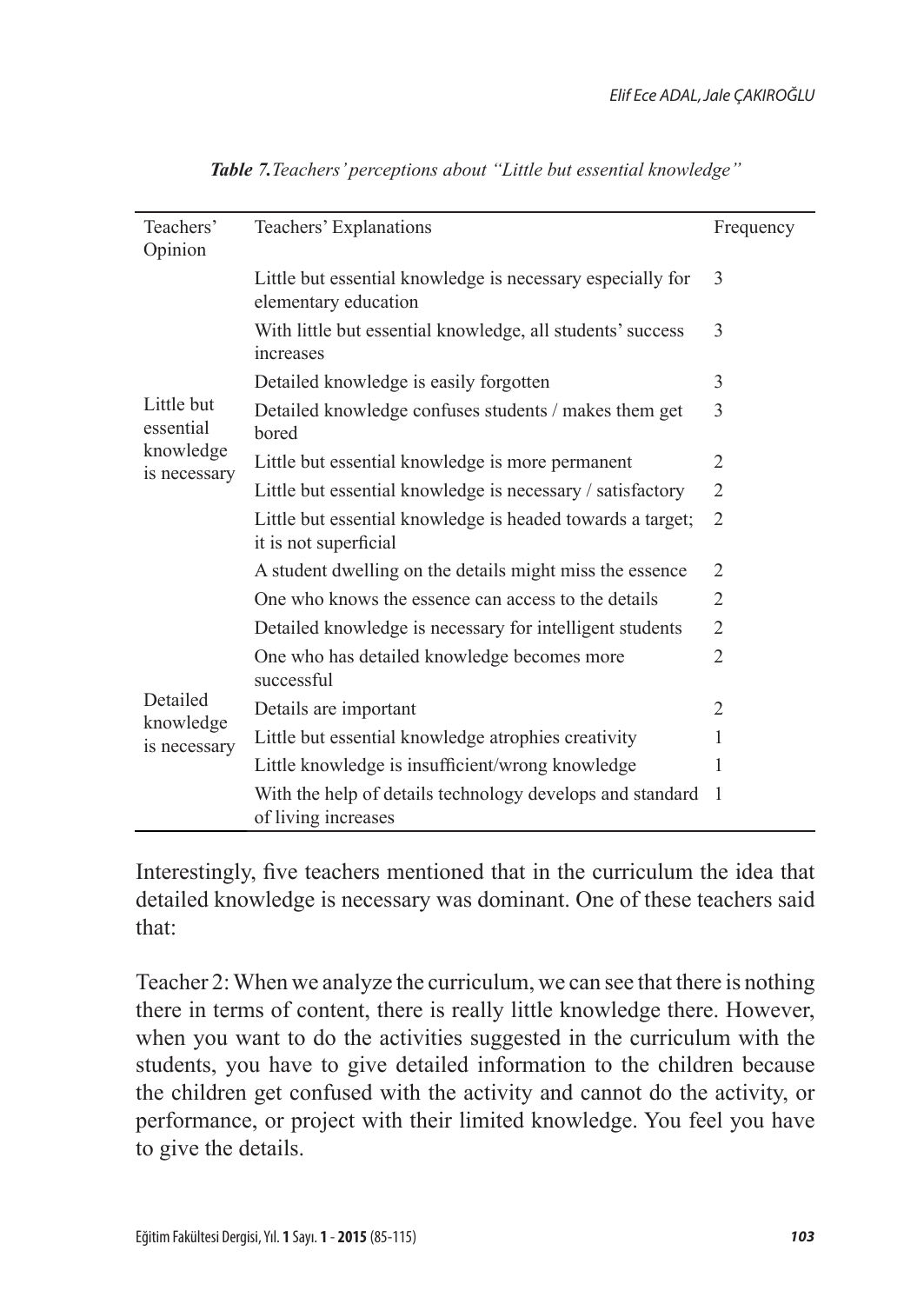***Table 7.*** *Teachers' perceptions about "Little but essential knowledge"*

| Teachers' Opinion | Teachers' Explanations | Frequency |
|---|---|---|
| Little but essential knowledge is necessary | Little but essential knowledge is necessary especially for elementary education | 3 |
| | With little but essential knowledge, all students' success increases | 3 |
| | Detailed knowledge is easily forgotten | 3 |
| | Detailed knowledge confuses students / makes them get bored | 3 |
| | Little but essential knowledge is more permanent | 2 |
| | Little but essential knowledge is necessary / satisfactory | 2 |
| | Little but essential knowledge is headed towards a target; it is not superficial | 2 |
| | A student dwelling on the details might miss the essence | 2 |
| | One who knows the essence can access to the details | 2 |
| Detailed knowledge is necessary | Detailed knowledge is necessary for intelligent students | 2 |
| | One who has detailed knowledge becomes more successful | 2 |
| | Details are important | 2 |
| | Little but essential knowledge atrophies creativity | 1 |
| | Little knowledge is insufficient/wrong knowledge | 1 |
| | With the help of details technology develops and standard of living increases | 1 |

Interestingly, five teachers mentioned that in the curriculum the idea that detailed knowledge is necessary was dominant. One of these teachers said that:

Teacher 2: When we analyze the curriculum, we can see that there is nothing there in terms of content, there is really little knowledge there. However, when you want to do the activities suggested in the curriculum with the students, you have to give detailed information to the children because the children get confused with the activity and cannot do the activity, or performance, or project with their limited knowledge. You feel you have to give the details.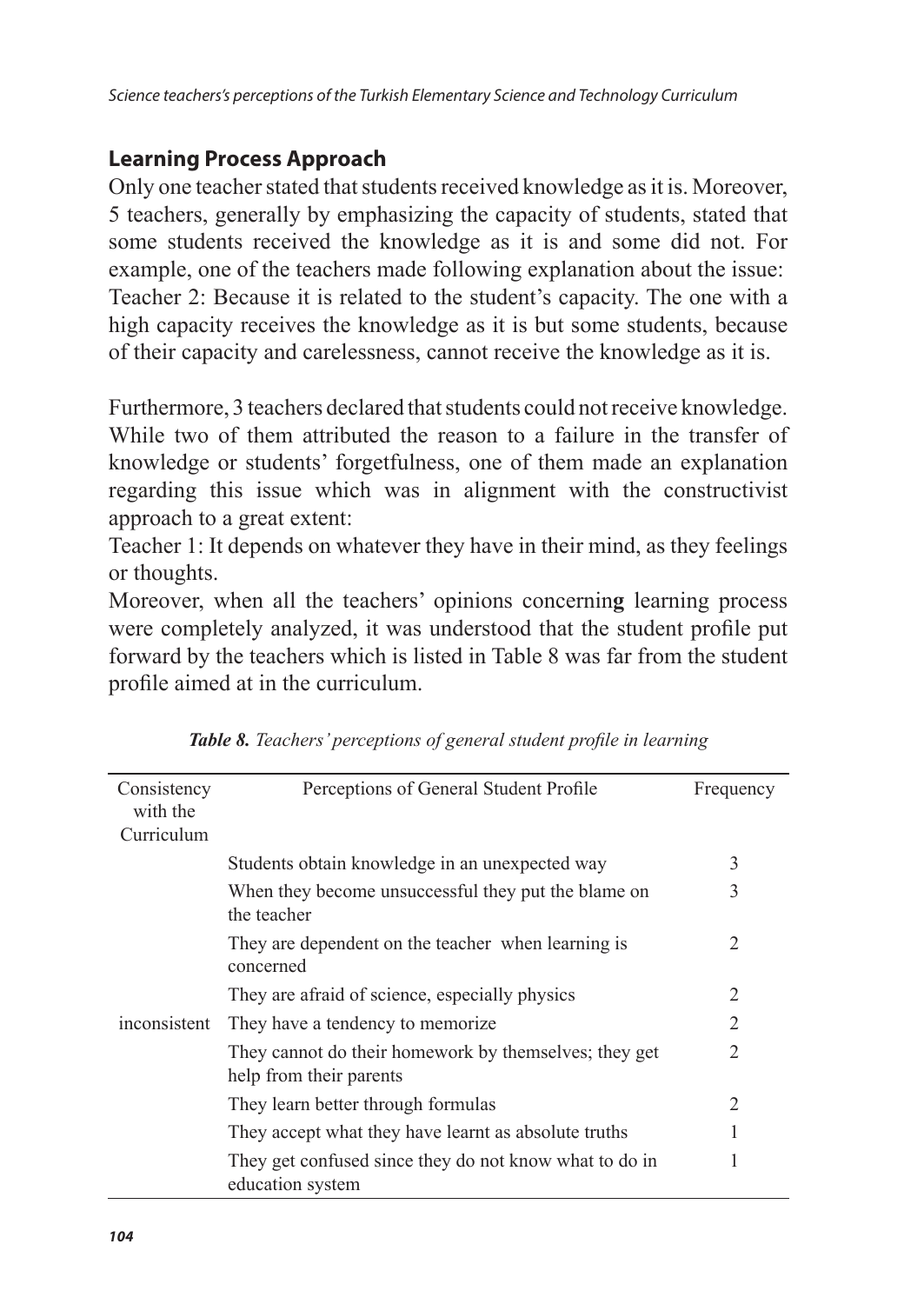## Learning Process Approach

Only one teacher stated that students received knowledge as it is. Moreover, 5 teachers, generally by emphasizing the capacity of students, stated that some students received the knowledge as it is and some did not. For example, one of the teachers made following explanation about the issue: Teacher 2: Because it is related to the student's capacity. The one with a high capacity receives the knowledge as it is but some students, because of their capacity and carelessness, cannot receive the knowledge as it is.

Furthermore, 3 teachers declared that students could not receive knowledge. While two of them attributed the reason to a failure in the transfer of knowledge or students' forgetfulness, one of them made an explanation regarding this issue which was in alignment with the constructivist approach to a great extent:

Teacher 1: It depends on whatever they have in their mind, as they feelings or thoughts.

Moreover, when all the teachers' opinions concerning learning process were completely analyzed, it was understood that the student profile put forward by the teachers which is listed in Table 8 was far from the student profile aimed at in the curriculum.

***Table 8.** Teachers' perceptions of general student profile in learning*

| Consistency with the Curriculum | Perceptions of General Student Profile | Frequency |
|---|---|---|
| | Students obtain knowledge in an unexpected way | 3 |
| | When they become unsuccessful they put the blame on the teacher | 3 |
| | They are dependent on the teacher when learning is concerned | 2 |
| | They are afraid of science, especially physics | 2 |
| inconsistent | They have a tendency to memorize | 2 |
| | They cannot do their homework by themselves; they get help from their parents | 2 |
| | They learn better through formulas | 2 |
| | They accept what they have learnt as absolute truths | 1 |
| | They get confused since they do not know what to do in education system | 1 |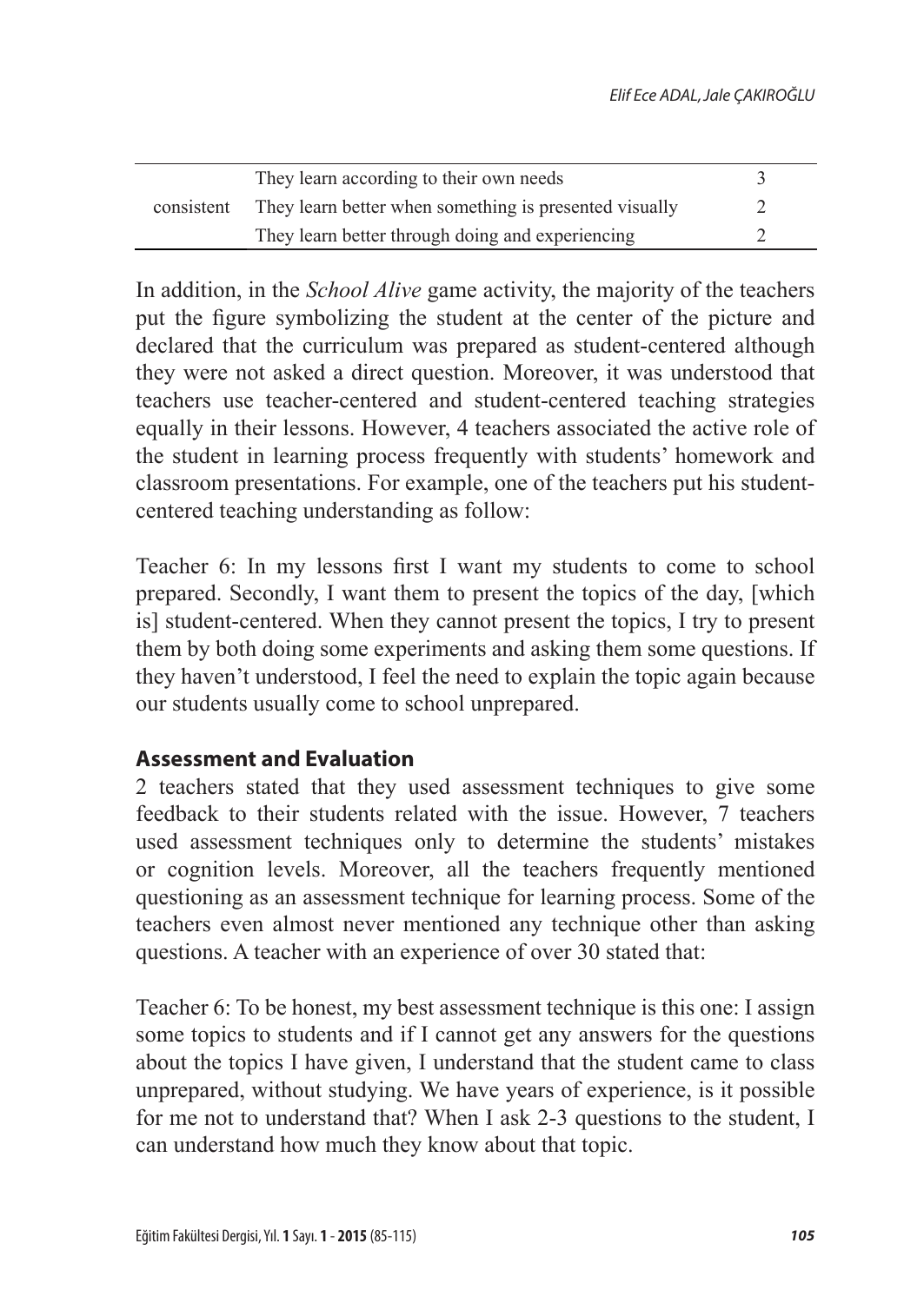| | | |
|---|---|---|
| | They learn according to their own needs | 3 |
| consistent | They learn better when something is presented visually | 2 |
| | They learn better through doing and experiencing | 2 |

In addition, in the *School Alive* game activity, the majority of the teachers put the figure symbolizing the student at the center of the picture and declared that the curriculum was prepared as student-centered although they were not asked a direct question. Moreover, it was understood that teachers use teacher-centered and student-centered teaching strategies equally in their lessons. However, 4 teachers associated the active role of the student in learning process frequently with students' homework and classroom presentations. For example, one of the teachers put his student-centered teaching understanding as follow:

Teacher 6: In my lessons first I want my students to come to school prepared. Secondly, I want them to present the topics of the day, [which is] student-centered. When they cannot present the topics, I try to present them by both doing some experiments and asking them some questions. If they haven't understood, I feel the need to explain the topic again because our students usually come to school unprepared.

### Assessment and Evaluation

2 teachers stated that they used assessment techniques to give some feedback to their students related with the issue. However, 7 teachers used assessment techniques only to determine the students' mistakes or cognition levels. Moreover, all the teachers frequently mentioned questioning as an assessment technique for learning process. Some of the teachers even almost never mentioned any technique other than asking questions. A teacher with an experience of over 30 stated that:

Teacher 6: To be honest, my best assessment technique is this one: I assign some topics to students and if I cannot get any answers for the questions about the topics I have given, I understand that the student came to class unprepared, without studying. We have years of experience, is it possible for me not to understand that? When I ask 2-3 questions to the student, I can understand how much they know about that topic.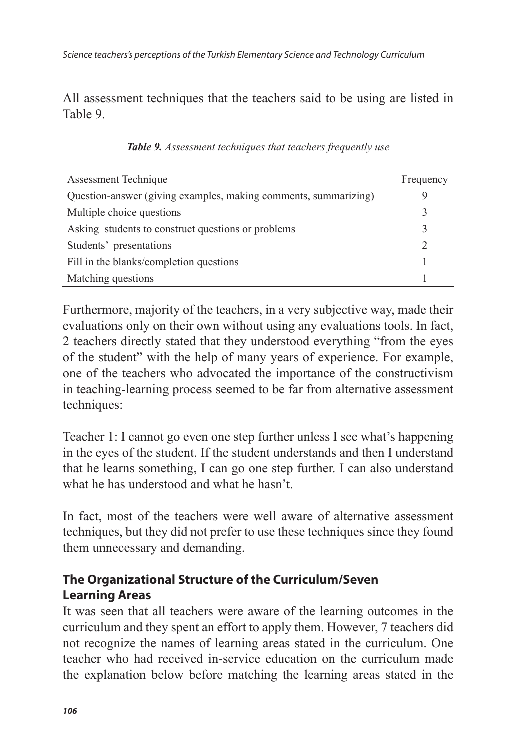All assessment techniques that the teachers said to be using are listed in Table 9.

***Table 9.*** *Assessment techniques that teachers frequently use*

| Assessment Technique | Frequency |
|---|---|
| Question-answer (giving examples, making comments, summarizing) | 9 |
| Multiple choice questions | 3 |
| Asking students to construct questions or problems | 3 |
| Students' presentations | 2 |
| Fill in the blanks/completion questions | 1 |
| Matching questions | 1 |

Furthermore, majority of the teachers, in a very subjective way, made their evaluations only on their own without using any evaluations tools. In fact, 2 teachers directly stated that they understood everything "from the eyes of the student" with the help of many years of experience. For example, one of the teachers who advocated the importance of the constructivism in teaching-learning process seemed to be far from alternative assessment techniques:

Teacher 1: I cannot go even one step further unless I see what's happening in the eyes of the student. If the student understands and then I understand that he learns something, I can go one step further. I can also understand what he has understood and what he hasn't.

In fact, most of the teachers were well aware of alternative assessment techniques, but they did not prefer to use these techniques since they found them unnecessary and demanding.

## The Organizational Structure of the Curriculum/Seven Learning Areas

It was seen that all teachers were aware of the learning outcomes in the curriculum and they spent an effort to apply them. However, 7 teachers did not recognize the names of learning areas stated in the curriculum. One teacher who had received in-service education on the curriculum made the explanation below before matching the learning areas stated in the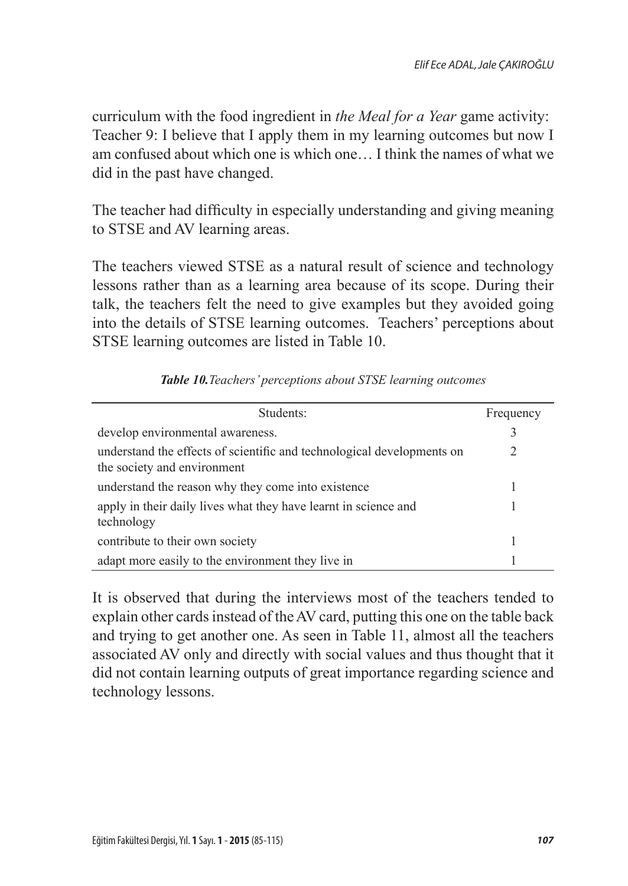curriculum with the food ingredient in *the Meal for a Year* game activity: Teacher 9: I believe that I apply them in my learning outcomes but now I am confused about which one is which one… I think the names of what we did in the past have changed.

The teacher had difficulty in especially understanding and giving meaning to STSE and AV learning areas.

The teachers viewed STSE as a natural result of science and technology lessons rather than as a learning area because of its scope. During their talk, the teachers felt the need to give examples but they avoided going into the details of STSE learning outcomes. Teachers' perceptions about STSE learning outcomes are listed in Table 10.

***Table 10.****Teachers' perceptions about STSE learning outcomes*

| Students: | Frequency |
| --- | --- |
| develop environmental awareness. | 3 |
| understand the effects of scientific and technological developments on the society and environment | 2 |
| understand the reason why they come into existence | 1 |
| apply in their daily lives what they have learnt in science and technology | 1 |
| contribute to their own society | 1 |
| adapt more easily to the environment they live in | 1 |

It is observed that during the interviews most of the teachers tended to explain other cards instead of the AV card, putting this one on the table back and trying to get another one. As seen in Table 11, almost all the teachers associated AV only and directly with social values and thus thought that it did not contain learning outputs of great importance regarding science and technology lessons.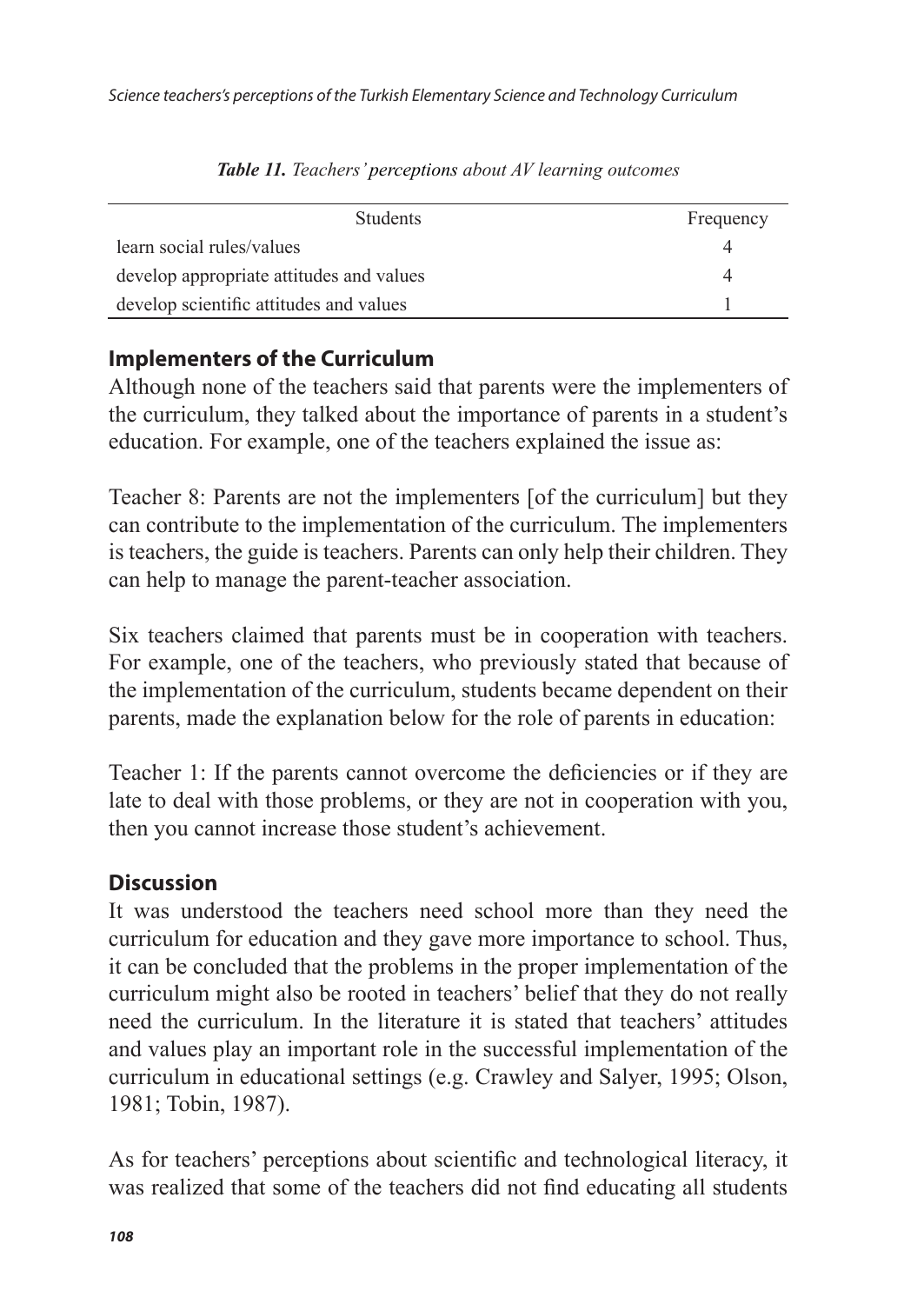*Table 11. Teachers' perceptions about AV learning outcomes*

| Students | Frequency |
|---|---|
| learn social rules/values | 4 |
| develop appropriate attitudes and values | 4 |
| develop scientific attitudes and values | 1 |

## Implementers of the Curriculum

Although none of the teachers said that parents were the implementers of the curriculum, they talked about the importance of parents in a student's education. For example, one of the teachers explained the issue as:

Teacher 8: Parents are not the implementers [of the curriculum] but they can contribute to the implementation of the curriculum. The implementers is teachers, the guide is teachers. Parents can only help their children. They can help to manage the parent-teacher association.

Six teachers claimed that parents must be in cooperation with teachers. For example, one of the teachers, who previously stated that because of the implementation of the curriculum, students became dependent on their parents, made the explanation below for the role of parents in education:

Teacher 1: If the parents cannot overcome the deficiencies or if they are late to deal with those problems, or they are not in cooperation with you, then you cannot increase those student's achievement.

## Discussion

It was understood the teachers need school more than they need the curriculum for education and they gave more importance to school. Thus, it can be concluded that the problems in the proper implementation of the curriculum might also be rooted in teachers' belief that they do not really need the curriculum. In the literature it is stated that teachers' attitudes and values play an important role in the successful implementation of the curriculum in educational settings (e.g. Crawley and Salyer, 1995; Olson, 1981; Tobin, 1987).

As for teachers' perceptions about scientific and technological literacy, it was realized that some of the teachers did not find educating all students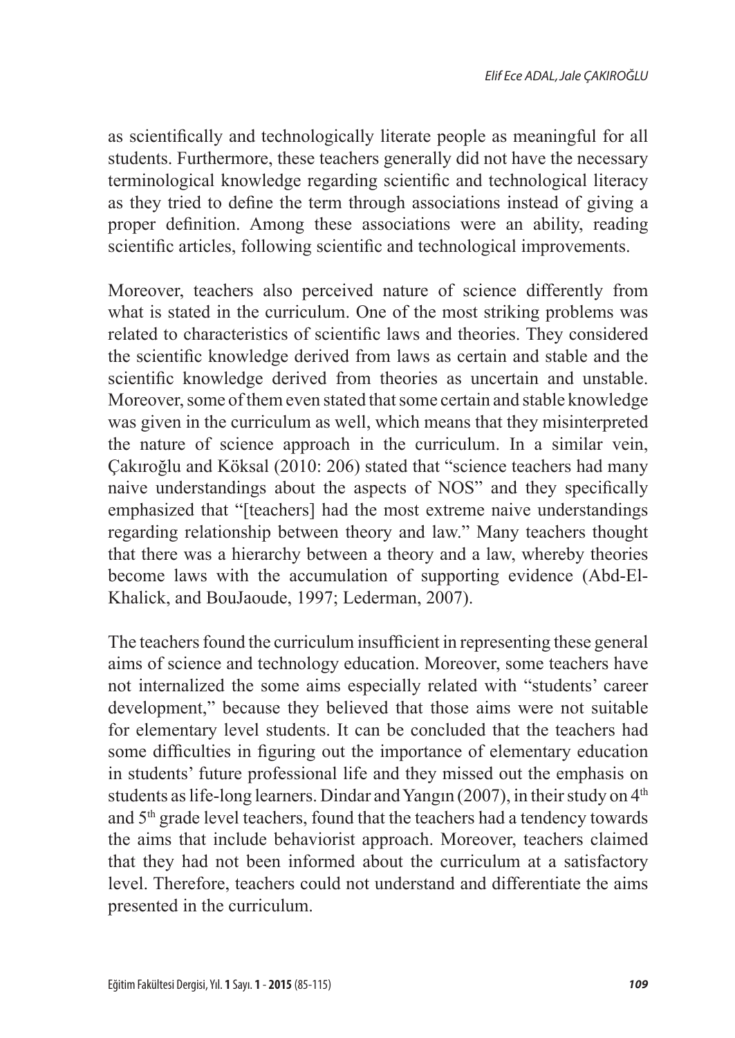as scientifically and technologically literate people as meaningful for all students. Furthermore, these teachers generally did not have the necessary terminological knowledge regarding scientific and technological literacy as they tried to define the term through associations instead of giving a proper definition. Among these associations were an ability, reading scientific articles, following scientific and technological improvements.

Moreover, teachers also perceived nature of science differently from what is stated in the curriculum. One of the most striking problems was related to characteristics of scientific laws and theories. They considered the scientific knowledge derived from laws as certain and stable and the scientific knowledge derived from theories as uncertain and unstable. Moreover, some of them even stated that some certain and stable knowledge was given in the curriculum as well, which means that they misinterpreted the nature of science approach in the curriculum. In a similar vein, Çakıroğlu and Köksal (2010: 206) stated that "science teachers had many naive understandings about the aspects of NOS" and they specifically emphasized that "[teachers] had the most extreme naive understandings regarding relationship between theory and law." Many teachers thought that there was a hierarchy between a theory and a law, whereby theories become laws with the accumulation of supporting evidence (Abd-El-Khalick, and BouJaoude, 1997; Lederman, 2007).

The teachers found the curriculum insufficient in representing these general aims of science and technology education. Moreover, some teachers have not internalized the some aims especially related with "students' career development," because they believed that those aims were not suitable for elementary level students. It can be concluded that the teachers had some difficulties in figuring out the importance of elementary education in students' future professional life and they missed out the emphasis on students as life-long learners. Dindar and Yangın (2007), in their study on 4th and 5th grade level teachers, found that the teachers had a tendency towards the aims that include behaviorist approach. Moreover, teachers claimed that they had not been informed about the curriculum at a satisfactory level. Therefore, teachers could not understand and differentiate the aims presented in the curriculum.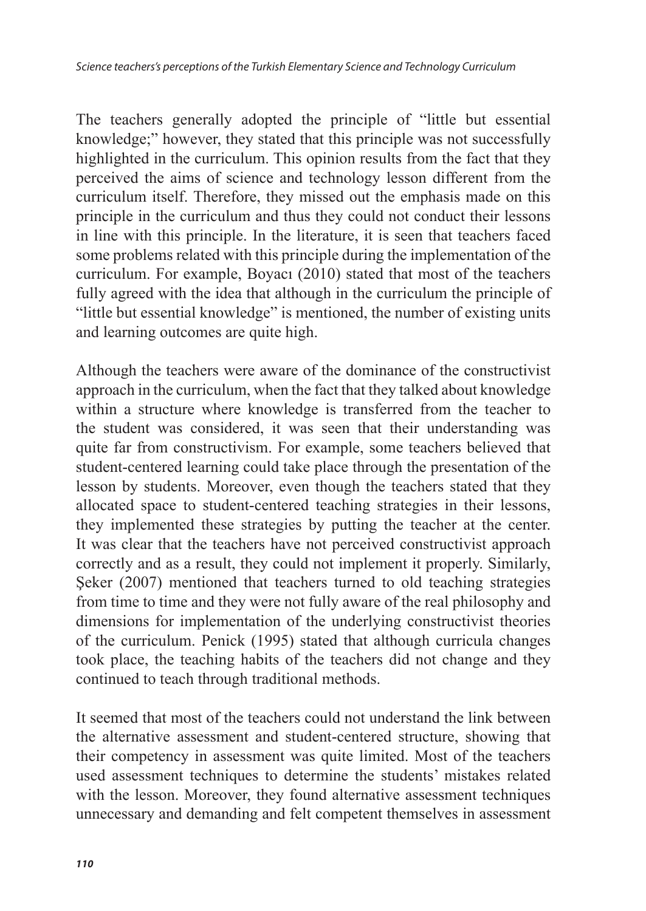The teachers generally adopted the principle of “little but essential knowledge;” however, they stated that this principle was not successfully highlighted in the curriculum. This opinion results from the fact that they perceived the aims of science and technology lesson different from the curriculum itself. Therefore, they missed out the emphasis made on this principle in the curriculum and thus they could not conduct their lessons in line with this principle. In the literature, it is seen that teachers faced some problems related with this principle during the implementation of the curriculum. For example, Boyacı (2010) stated that most of the teachers fully agreed with the idea that although in the curriculum the principle of “little but essential knowledge” is mentioned, the number of existing units and learning outcomes are quite high.

Although the teachers were aware of the dominance of the constructivist approach in the curriculum, when the fact that they talked about knowledge within a structure where knowledge is transferred from the teacher to the student was considered, it was seen that their understanding was quite far from constructivism. For example, some teachers believed that student-centered learning could take place through the presentation of the lesson by students. Moreover, even though the teachers stated that they allocated space to student-centered teaching strategies in their lessons, they implemented these strategies by putting the teacher at the center. It was clear that the teachers have not perceived constructivist approach correctly and as a result, they could not implement it properly. Similarly, Şeker (2007) mentioned that teachers turned to old teaching strategies from time to time and they were not fully aware of the real philosophy and dimensions for implementation of the underlying constructivist theories of the curriculum. Penick (1995) stated that although curricula changes took place, the teaching habits of the teachers did not change and they continued to teach through traditional methods.

It seemed that most of the teachers could not understand the link between the alternative assessment and student-centered structure, showing that their competency in assessment was quite limited. Most of the teachers used assessment techniques to determine the students’ mistakes related with the lesson. Moreover, they found alternative assessment techniques unnecessary and demanding and felt competent themselves in assessment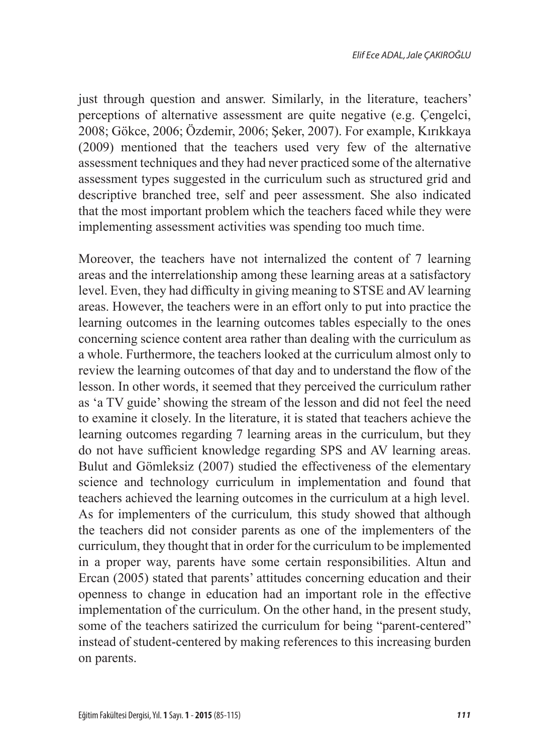just through question and answer. Similarly, in the literature, teachers' perceptions of alternative assessment are quite negative (e.g. Çengelci, 2008; Gökce, 2006; Özdemir, 2006; Şeker, 2007). For example, Kırıkkaya (2009) mentioned that the teachers used very few of the alternative assessment techniques and they had never practiced some of the alternative assessment types suggested in the curriculum such as structured grid and descriptive branched tree, self and peer assessment. She also indicated that the most important problem which the teachers faced while they were implementing assessment activities was spending too much time.

Moreover, the teachers have not internalized the content of 7 learning areas and the interrelationship among these learning areas at a satisfactory level. Even, they had difficulty in giving meaning to STSE and AV learning areas. However, the teachers were in an effort only to put into practice the learning outcomes in the learning outcomes tables especially to the ones concerning science content area rather than dealing with the curriculum as a whole. Furthermore, the teachers looked at the curriculum almost only to review the learning outcomes of that day and to understand the flow of the lesson. In other words, it seemed that they perceived the curriculum rather as 'a TV guide' showing the stream of the lesson and did not feel the need to examine it closely. In the literature, it is stated that teachers achieve the learning outcomes regarding 7 learning areas in the curriculum, but they do not have sufficient knowledge regarding SPS and AV learning areas. Bulut and Gömleksiz (2007) studied the effectiveness of the elementary science and technology curriculum in implementation and found that teachers achieved the learning outcomes in the curriculum at a high level. As for implementers of the curriculum*,* this study showed that although the teachers did not consider parents as one of the implementers of the curriculum, they thought that in order for the curriculum to be implemented in a proper way, parents have some certain responsibilities. Altun and Ercan (2005) stated that parents' attitudes concerning education and their openness to change in education had an important role in the effective implementation of the curriculum. On the other hand, in the present study, some of the teachers satirized the curriculum for being "parent-centered" instead of student-centered by making references to this increasing burden on parents.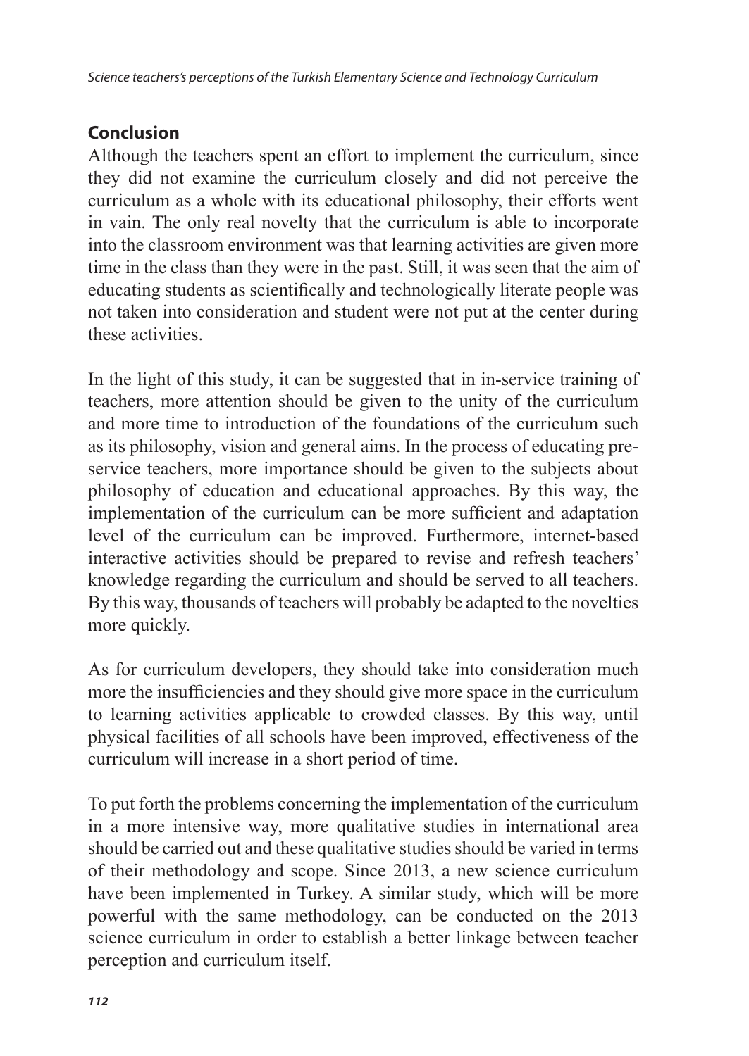## Conclusion

Although the teachers spent an effort to implement the curriculum, since they did not examine the curriculum closely and did not perceive the curriculum as a whole with its educational philosophy, their efforts went in vain. The only real novelty that the curriculum is able to incorporate into the classroom environment was that learning activities are given more time in the class than they were in the past. Still, it was seen that the aim of educating students as scientifically and technologically literate people was not taken into consideration and student were not put at the center during these activities.

In the light of this study, it can be suggested that in in-service training of teachers, more attention should be given to the unity of the curriculum and more time to introduction of the foundations of the curriculum such as its philosophy, vision and general aims. In the process of educating pre-service teachers, more importance should be given to the subjects about philosophy of education and educational approaches. By this way, the implementation of the curriculum can be more sufficient and adaptation level of the curriculum can be improved. Furthermore, internet-based interactive activities should be prepared to revise and refresh teachers' knowledge regarding the curriculum and should be served to all teachers. By this way, thousands of teachers will probably be adapted to the novelties more quickly.

As for curriculum developers, they should take into consideration much more the insufficiencies and they should give more space in the curriculum to learning activities applicable to crowded classes. By this way, until physical facilities of all schools have been improved, effectiveness of the curriculum will increase in a short period of time.

To put forth the problems concerning the implementation of the curriculum in a more intensive way, more qualitative studies in international area should be carried out and these qualitative studies should be varied in terms of their methodology and scope. Since 2013, a new science curriculum have been implemented in Turkey. A similar study, which will be more powerful with the same methodology, can be conducted on the 2013 science curriculum in order to establish a better linkage between teacher perception and curriculum itself.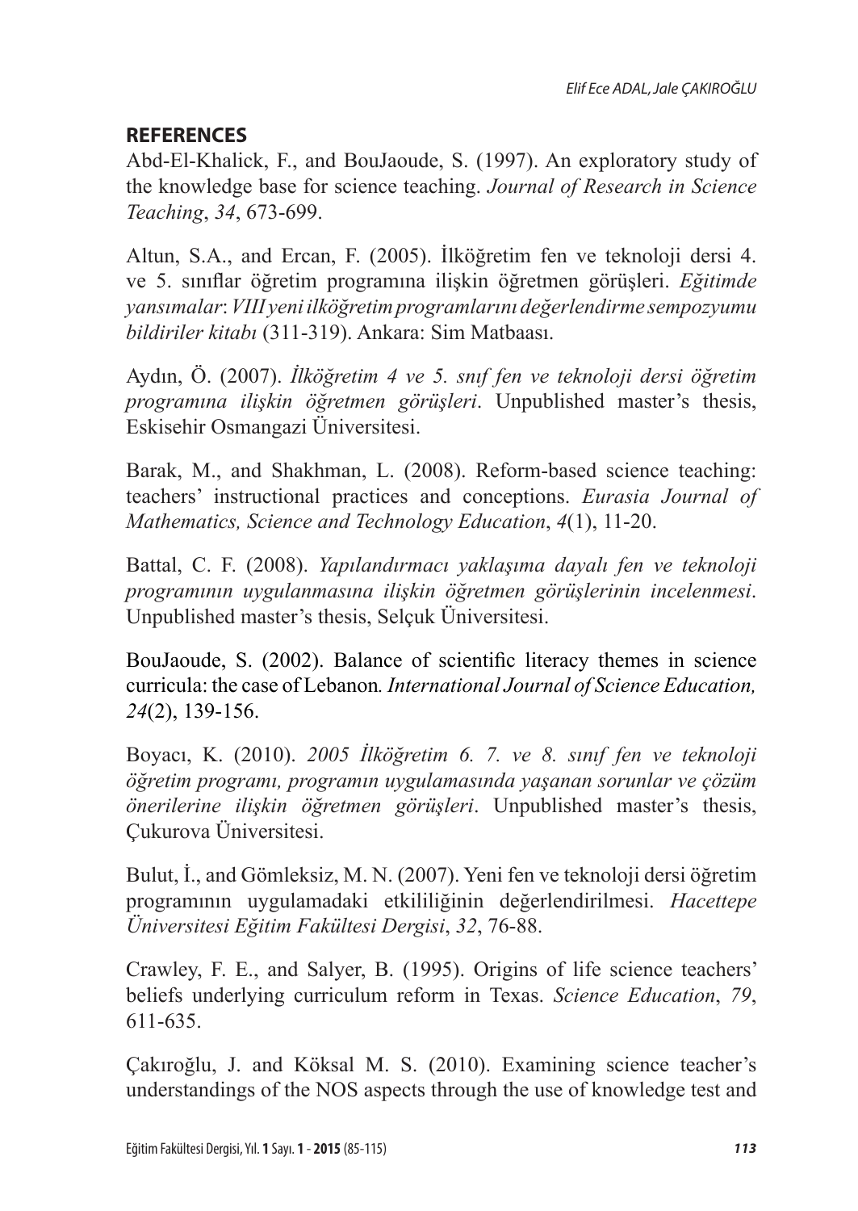## REFERENCES

Abd-El-Khalick, F., and BouJaoude, S. (1997). An exploratory study of the knowledge base for science teaching. *Journal of Research in Science Teaching*, *34*, 673-699.

Altun, S.A., and Ercan, F. (2005). İlköğretim fen ve teknoloji dersi 4. ve 5. sınıflar öğretim programına ilişkin öğretmen görüşleri. *Eğitimde yansımalar*: *VIII yeni ilköğretim programlarını değerlendirme sempozyumu bildiriler kitabı* (311-319). Ankara: Sim Matbaası.

Aydın, Ö. (2007). *İlköğretim 4 ve 5. sınıf fen ve teknoloji dersi öğretim programına ilişkin öğretmen görüşleri*. Unpublished master's thesis, Eskisehir Osmangazi Üniversitesi.

Barak, M., and Shakhman, L. (2008). Reform-based science teaching: teachers' instructional practices and conceptions. *Eurasia Journal of Mathematics, Science and Technology Education*, *4*(1), 11-20.

Battal, C. F. (2008). *Yapılandırmacı yaklaşıma dayalı fen ve teknoloji programının uygulanmasına ilişkin öğretmen görüşlerinin incelenmesi*. Unpublished master's thesis, Selçuk Üniversitesi.

BouJaoude, S. (2002). Balance of scientific literacy themes in science curricula: the case of Lebanon*. International Journal of Science Education, 24*(2), 139-156.

Boyacı, K. (2010). *2005 İlköğretim 6. 7. ve 8. sınıf fen ve teknoloji öğretim programı, programın uygulamasında yaşanan sorunlar ve çözüm önerilerine ilişkin öğretmen görüşleri*. Unpublished master's thesis, Çukurova Üniversitesi.

Bulut, İ., and Gömleksiz, M. N. (2007). Yeni fen ve teknoloji dersi öğretim programının uygulamadaki etkililiğinin değerlendirilmesi. *Hacettepe Üniversitesi Eğitim Fakültesi Dergisi*, *32*, 76-88.

Crawley, F. E., and Salyer, B. (1995). Origins of life science teachers' beliefs underlying curriculum reform in Texas. *Science Education*, *79*, 611-635.

Çakıroğlu, J. and Köksal M. S. (2010). Examining science teacher's understandings of the NOS aspects through the use of knowledge test and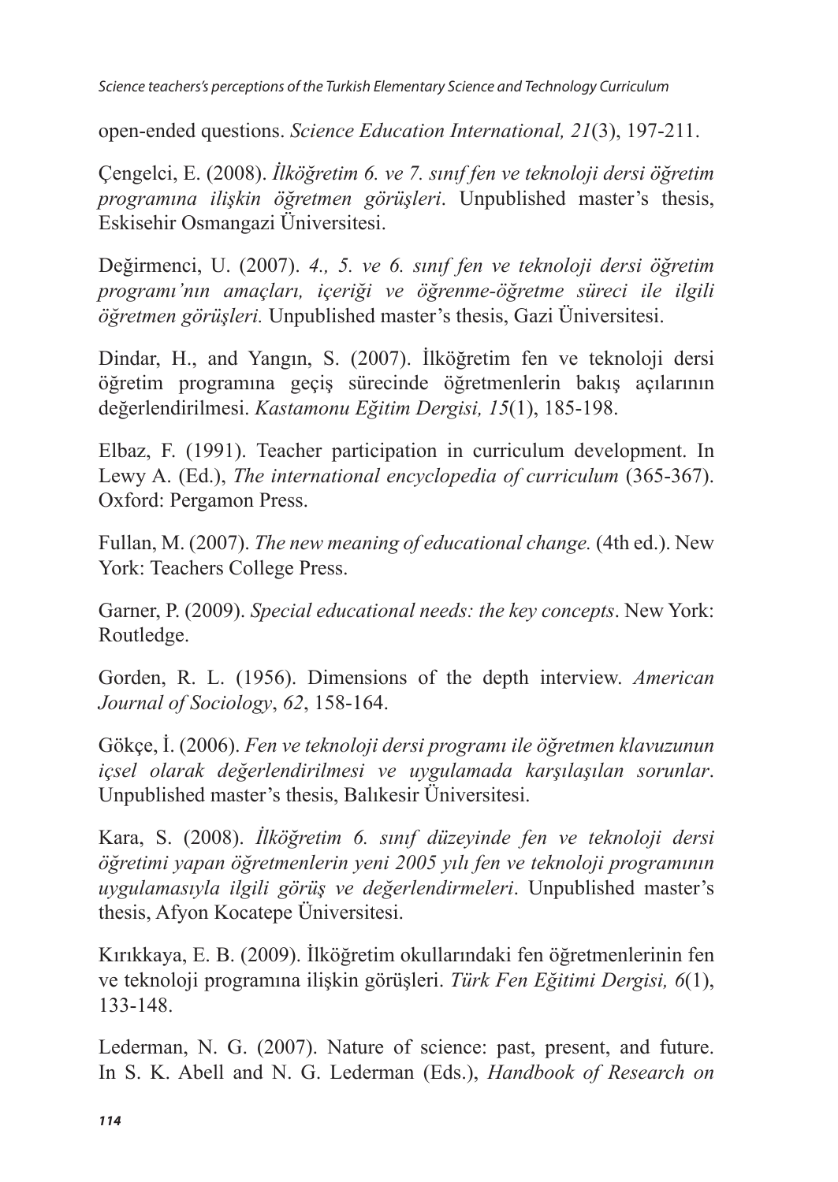open-ended questions. *Science Education International, 21*(3), 197-211.

Çengelci, E. (2008). *İlköğretim 6. ve 7. sınıf fen ve teknoloji dersi öğretim programına ilişkin öğretmen görüşleri*. Unpublished master's thesis, Eskisehir Osmangazi Üniversitesi.

Değirmenci, U. (2007). *4., 5. ve 6. sınıf fen ve teknoloji dersi öğretim programı'nın amaçları, içeriği ve öğrenme-öğretme süreci ile ilgili öğretmen görüşleri.* Unpublished master's thesis, Gazi Üniversitesi.

Dindar, H., and Yangın, S. (2007). İlköğretim fen ve teknoloji dersi öğretim programına geçiş sürecinde öğretmenlerin bakış açılarının değerlendirilmesi. *Kastamonu Eğitim Dergisi, 15*(1), 185-198.

Elbaz, F. (1991). Teacher participation in curriculum development. In Lewy A. (Ed.), *The international encyclopedia of curriculum* (365-367). Oxford: Pergamon Press.

Fullan, M. (2007). *The new meaning of educational change.* (4th ed.). New York: Teachers College Press.

Garner, P. (2009). *Special educational needs: the key concepts*. New York: Routledge.

Gorden, R. L. (1956). Dimensions of the depth interview. *American Journal of Sociology*, *62*, 158-164.

Gökçe, İ. (2006). *Fen ve teknoloji dersi programı ile öğretmen klavuzunun içsel olarak değerlendirilmesi ve uygulamada karşılaşılan sorunlar*. Unpublished master's thesis, Balıkesir Üniversitesi.

Kara, S. (2008). *İlköğretim 6. sınıf düzeyinde fen ve teknoloji dersi öğretimi yapan öğretmenlerin yeni 2005 yılı fen ve teknoloji programının uygulamasıyla ilgili görüş ve değerlendirmeleri*. Unpublished master's thesis, Afyon Kocatepe Üniversitesi.

Kırıkkaya, E. B. (2009). İlköğretim okullarındaki fen öğretmenlerinin fen ve teknoloji programına ilişkin görüşleri. *Türk Fen Eğitimi Dergisi, 6*(1), 133-148.

Lederman, N. G. (2007). Nature of science: past, present, and future. In S. K. Abell and N. G. Lederman (Eds.), *Handbook of Research on*